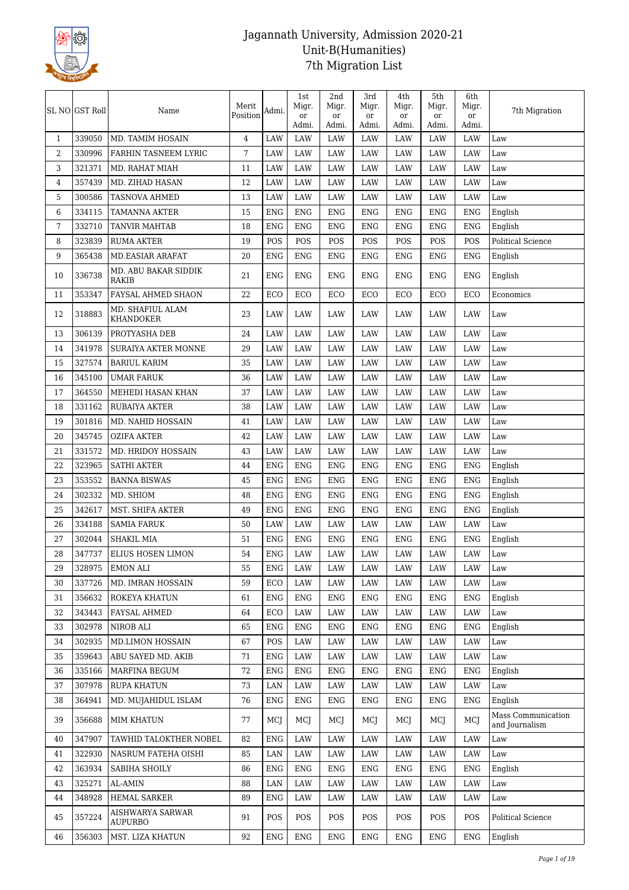# Jagannath University, Admission 2020-21
## Unit-B(Humanities)
## 7th Migration List

| SL NO | GST Roll | Name | Merit Position | Admi. | 1st Migr. or Admi. | 2nd Migr. or Admi. | 3rd Migr. or Admi. | 4th Migr. or Admi. | 5th Migr. or Admi. | 6th Migr. or Admi. | 7th Migration |
|---|---|---|---|---|---|---|---|---|---|---|---|
| 1 | 339050 | MD. TAMIM HOSAIN | 4 | LAW | LAW | LAW | LAW | LAW | LAW | LAW | Law |
| 2 | 330996 | FARHIN TASNEEM LYRIC | 7 | LAW | LAW | LAW | LAW | LAW | LAW | LAW | Law |
| 3 | 321371 | MD. RAHAT MIAH | 11 | LAW | LAW | LAW | LAW | LAW | LAW | LAW | Law |
| 4 | 357439 | MD. ZIHAD HASAN | 12 | LAW | LAW | LAW | LAW | LAW | LAW | LAW | Law |
| 5 | 300586 | TASNOVA AHMED | 13 | LAW | LAW | LAW | LAW | LAW | LAW | LAW | Law |
| 6 | 334115 | TAMANNA AKTER | 15 | ENG | ENG | ENG | ENG | ENG | ENG | ENG | English |
| 7 | 332710 | TANVIR MAHTAB | 18 | ENG | ENG | ENG | ENG | ENG | ENG | ENG | English |
| 8 | 323839 | RUMA AKTER | 19 | POS | POS | POS | POS | POS | POS | POS | Political Science |
| 9 | 365438 | MD.EASIAR ARAFAT | 20 | ENG | ENG | ENG | ENG | ENG | ENG | ENG | English |
| 10 | 336738 | MD. ABU BAKAR SIDDIK RAKIB | 21 | ENG | ENG | ENG | ENG | ENG | ENG | ENG | English |
| 11 | 353347 | FAYSAL AHMED SHAON | 22 | ECO | ECO | ECO | ECO | ECO | ECO | ECO | Economics |
| 12 | 318883 | MD. SHAFIUL ALAM KHANDOKER | 23 | LAW | LAW | LAW | LAW | LAW | LAW | LAW | Law |
| 13 | 306139 | PROTYASHA DEB | 24 | LAW | LAW | LAW | LAW | LAW | LAW | LAW | Law |
| 14 | 341978 | SURAIYA AKTER MONNE | 29 | LAW | LAW | LAW | LAW | LAW | LAW | LAW | Law |
| 15 | 327574 | BARIUL KARIM | 35 | LAW | LAW | LAW | LAW | LAW | LAW | LAW | Law |
| 16 | 345100 | UMAR FARUK | 36 | LAW | LAW | LAW | LAW | LAW | LAW | LAW | Law |
| 17 | 364550 | MEHEDI HASAN KHAN | 37 | LAW | LAW | LAW | LAW | LAW | LAW | LAW | Law |
| 18 | 331162 | RUBAIYA AKTER | 38 | LAW | LAW | LAW | LAW | LAW | LAW | LAW | Law |
| 19 | 301816 | MD. NAHID HOSSAIN | 41 | LAW | LAW | LAW | LAW | LAW | LAW | LAW | Law |
| 20 | 345745 | OZIFA AKTER | 42 | LAW | LAW | LAW | LAW | LAW | LAW | LAW | Law |
| 21 | 331572 | MD. HRIDOY HOSSAIN | 43 | LAW | LAW | LAW | LAW | LAW | LAW | LAW | Law |
| 22 | 323965 | SATHI AKTER | 44 | ENG | ENG | ENG | ENG | ENG | ENG | ENG | English |
| 23 | 353552 | BANNA BISWAS | 45 | ENG | ENG | ENG | ENG | ENG | ENG | ENG | English |
| 24 | 302332 | MD. SHIOM | 48 | ENG | ENG | ENG | ENG | ENG | ENG | ENG | English |
| 25 | 342617 | MST. SHIFA AKTER | 49 | ENG | ENG | ENG | ENG | ENG | ENG | ENG | English |
| 26 | 334188 | SAMIA FARUK | 50 | LAW | LAW | LAW | LAW | LAW | LAW | LAW | Law |
| 27 | 302044 | SHAKIL MIA | 51 | ENG | ENG | ENG | ENG | ENG | ENG | ENG | English |
| 28 | 347737 | ELIUS HOSEN LIMON | 54 | ENG | LAW | LAW | LAW | LAW | LAW | LAW | Law |
| 29 | 328975 | EMON ALI | 55 | ENG | LAW | LAW | LAW | LAW | LAW | LAW | Law |
| 30 | 337726 | MD. IMRAN HOSSAIN | 59 | ECO | LAW | LAW | LAW | LAW | LAW | LAW | Law |
| 31 | 356632 | ROKEYA KHATUN | 61 | ENG | ENG | ENG | ENG | ENG | ENG | ENG | English |
| 32 | 343443 | FAYSAL AHMED | 64 | ECO | LAW | LAW | LAW | LAW | LAW | LAW | Law |
| 33 | 302978 | NIROB ALI | 65 | ENG | ENG | ENG | ENG | ENG | ENG | ENG | English |
| 34 | 302935 | MD.LIMON HOSSAIN | 67 | POS | LAW | LAW | LAW | LAW | LAW | LAW | Law |
| 35 | 359643 | ABU SAYED MD. AKIB | 71 | ENG | LAW | LAW | LAW | LAW | LAW | LAW | Law |
| 36 | 335166 | MARFINA BEGUM | 72 | ENG | ENG | ENG | ENG | ENG | ENG | ENG | English |
| 37 | 307978 | RUPA KHATUN | 73 | LAN | LAW | LAW | LAW | LAW | LAW | LAW | Law |
| 38 | 364941 | MD. MUJAHIDUL ISLAM | 76 | ENG | ENG | ENG | ENG | ENG | ENG | ENG | English |
| 39 | 356688 | MIM KHATUN | 77 | MCJ | MCJ | MCJ | MCJ | MCJ | MCJ | MCJ | Mass Communication and Journalism |
| 40 | 347907 | TAWHID TALOKTHER NOBEL | 82 | ENG | LAW | LAW | LAW | LAW | LAW | LAW | Law |
| 41 | 322930 | NASRUM FATEHA OISHI | 85 | LAN | LAW | LAW | LAW | LAW | LAW | LAW | Law |
| 42 | 363934 | SABIHA SHOILY | 86 | ENG | ENG | ENG | ENG | ENG | ENG | ENG | English |
| 43 | 325271 | AL-AMIN | 88 | LAN | LAW | LAW | LAW | LAW | LAW | LAW | Law |
| 44 | 348928 | HEMAL SARKER | 89 | ENG | LAW | LAW | LAW | LAW | LAW | LAW | Law |
| 45 | 357224 | AISHWARYA SARWAR AUPURBO | 91 | POS | POS | POS | POS | POS | POS | POS | Political Science |
| 46 | 356303 | MST. LIZA KHATUN | 92 | ENG | ENG | ENG | ENG | ENG | ENG | ENG | English |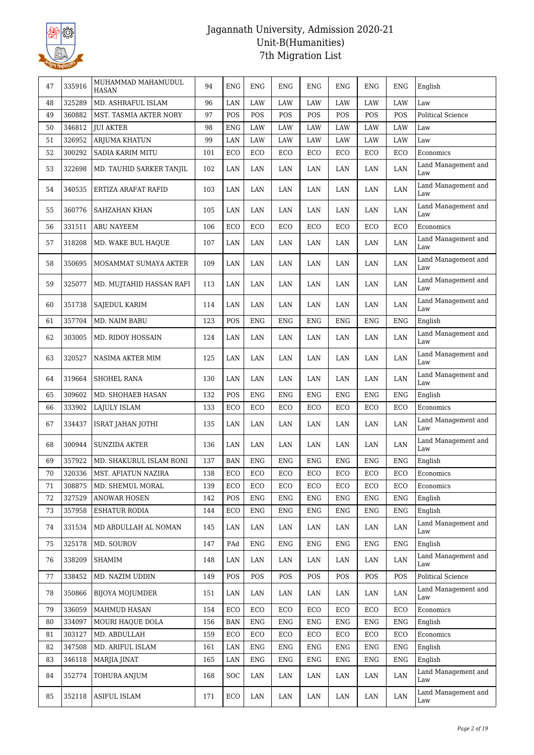# Jagannath University, Admission 2020-21
## Unit-B(Humanities)
## 7th Migration List

| 47 | 335916 | MUHAMMAD MAHAMUDUL HASAN | 94 | ENG | ENG | ENG | ENG | ENG | ENG | ENG | English |
|---|---|---|---|---|---|---|---|---|---|---|---|
| 48 | 325289 | MD. ASHRAFUL ISLAM | 96 | LAN | LAW | LAW | LAW | LAW | LAW | LAW | Law |
| 49 | 360882 | MST. TASMIA AKTER NORY | 97 | POS | POS | POS | POS | POS | POS | POS | Political Science |
| 50 | 346812 | JUI AKTER | 98 | ENG | LAW | LAW | LAW | LAW | LAW | LAW | Law |
| 51 | 326952 | ARJUMA KHATUN | 99 | LAN | LAW | LAW | LAW | LAW | LAW | LAW | Law |
| 52 | 300292 | SADIA KARIM MITU | 101 | ECO | ECO | ECO | ECO | ECO | ECO | ECO | Economics |
| 53 | 322698 | MD. TAUHID SARKER TANJIL | 102 | LAN | LAN | LAN | LAN | LAN | LAN | LAN | Land Management and Law |
| 54 | 340535 | ERTIZA ARAFAT RAFID | 103 | LAN | LAN | LAN | LAN | LAN | LAN | LAN | Land Management and Law |
| 55 | 360776 | SAHZAHAN KHAN | 105 | LAN | LAN | LAN | LAN | LAN | LAN | LAN | Land Management and Law |
| 56 | 331511 | ABU NAYEEM | 106 | ECO | ECO | ECO | ECO | ECO | ECO | ECO | Economics |
| 57 | 318208 | MD. WAKE BUL HAQUE | 107 | LAN | LAN | LAN | LAN | LAN | LAN | LAN | Land Management and Law |
| 58 | 350695 | MOSAMMAT SUMAYA AKTER | 109 | LAN | LAN | LAN | LAN | LAN | LAN | LAN | Land Management and Law |
| 59 | 325077 | MD. MUJTAHID HASSAN RAFI | 113 | LAN | LAN | LAN | LAN | LAN | LAN | LAN | Land Management and Law |
| 60 | 351738 | SAJEDUL KARIM | 114 | LAN | LAN | LAN | LAN | LAN | LAN | LAN | Land Management and Law |
| 61 | 357704 | MD. NAIM BABU | 123 | POS | ENG | ENG | ENG | ENG | ENG | ENG | English |
| 62 | 303005 | MD. RIDOY HOSSAIN | 124 | LAN | LAN | LAN | LAN | LAN | LAN | LAN | Land Management and Law |
| 63 | 320527 | NASIMA AKTER MIM | 125 | LAN | LAN | LAN | LAN | LAN | LAN | LAN | Land Management and Law |
| 64 | 319664 | SHOHEL RANA | 130 | LAN | LAN | LAN | LAN | LAN | LAN | LAN | Land Management and Law |
| 65 | 309602 | MD. SHOHAEB HASAN | 132 | POS | ENG | ENG | ENG | ENG | ENG | ENG | English |
| 66 | 333902 | LAJULY ISLAM | 133 | ECO | ECO | ECO | ECO | ECO | ECO | ECO | Economics |
| 67 | 334437 | ISRAT JAHAN JOTHI | 135 | LAN | LAN | LAN | LAN | LAN | LAN | LAN | Land Management and Law |
| 68 | 300944 | SUNZIDA AKTER | 136 | LAN | LAN | LAN | LAN | LAN | LAN | LAN | Land Management and Law |
| 69 | 357922 | MD. SHAKURUL ISLAM RONI | 137 | BAN | ENG | ENG | ENG | ENG | ENG | ENG | English |
| 70 | 320336 | MST. AFIATUN NAZIRA | 138 | ECO | ECO | ECO | ECO | ECO | ECO | ECO | Economics |
| 71 | 308875 | MD. SHEMUL MORAL | 139 | ECO | ECO | ECO | ECO | ECO | ECO | ECO | Economics |
| 72 | 327529 | ANOWAR HOSEN | 142 | POS | ENG | ENG | ENG | ENG | ENG | ENG | English |
| 73 | 357958 | ESHATUR RODIA | 144 | ECO | ENG | ENG | ENG | ENG | ENG | ENG | English |
| 74 | 331534 | MD ABDULLAH AL NOMAN | 145 | LAN | LAN | LAN | LAN | LAN | LAN | LAN | Land Management and Law |
| 75 | 325178 | MD. SOUROV | 147 | PAd | ENG | ENG | ENG | ENG | ENG | ENG | English |
| 76 | 338209 | SHAMIM | 148 | LAN | LAN | LAN | LAN | LAN | LAN | LAN | Land Management and Law |
| 77 | 338452 | MD. NAZIM UDDIN | 149 | POS | POS | POS | POS | POS | POS | POS | Political Science |
| 78 | 350866 | BIJOYA MOJUMDER | 151 | LAN | LAN | LAN | LAN | LAN | LAN | LAN | Land Management and Law |
| 79 | 336059 | MAHMUD HASAN | 154 | ECO | ECO | ECO | ECO | ECO | ECO | ECO | Economics |
| 80 | 334097 | MOURI HAQUE DOLA | 156 | BAN | ENG | ENG | ENG | ENG | ENG | ENG | English |
| 81 | 303127 | MD. ABDULLAH | 159 | ECO | ECO | ECO | ECO | ECO | ECO | ECO | Economics |
| 82 | 347508 | MD. ARIFUL ISLAM | 161 | LAN | ENG | ENG | ENG | ENG | ENG | ENG | English |
| 83 | 346118 | MARJIA JINAT | 165 | LAN | ENG | ENG | ENG | ENG | ENG | ENG | English |
| 84 | 352774 | TOHURA ANJUM | 168 | SOC | LAN | LAN | LAN | LAN | LAN | LAN | Land Management and Law |
| 85 | 352118 | ASIFUL ISLAM | 171 | ECO | LAN | LAN | LAN | LAN | LAN | LAN | Land Management and Law |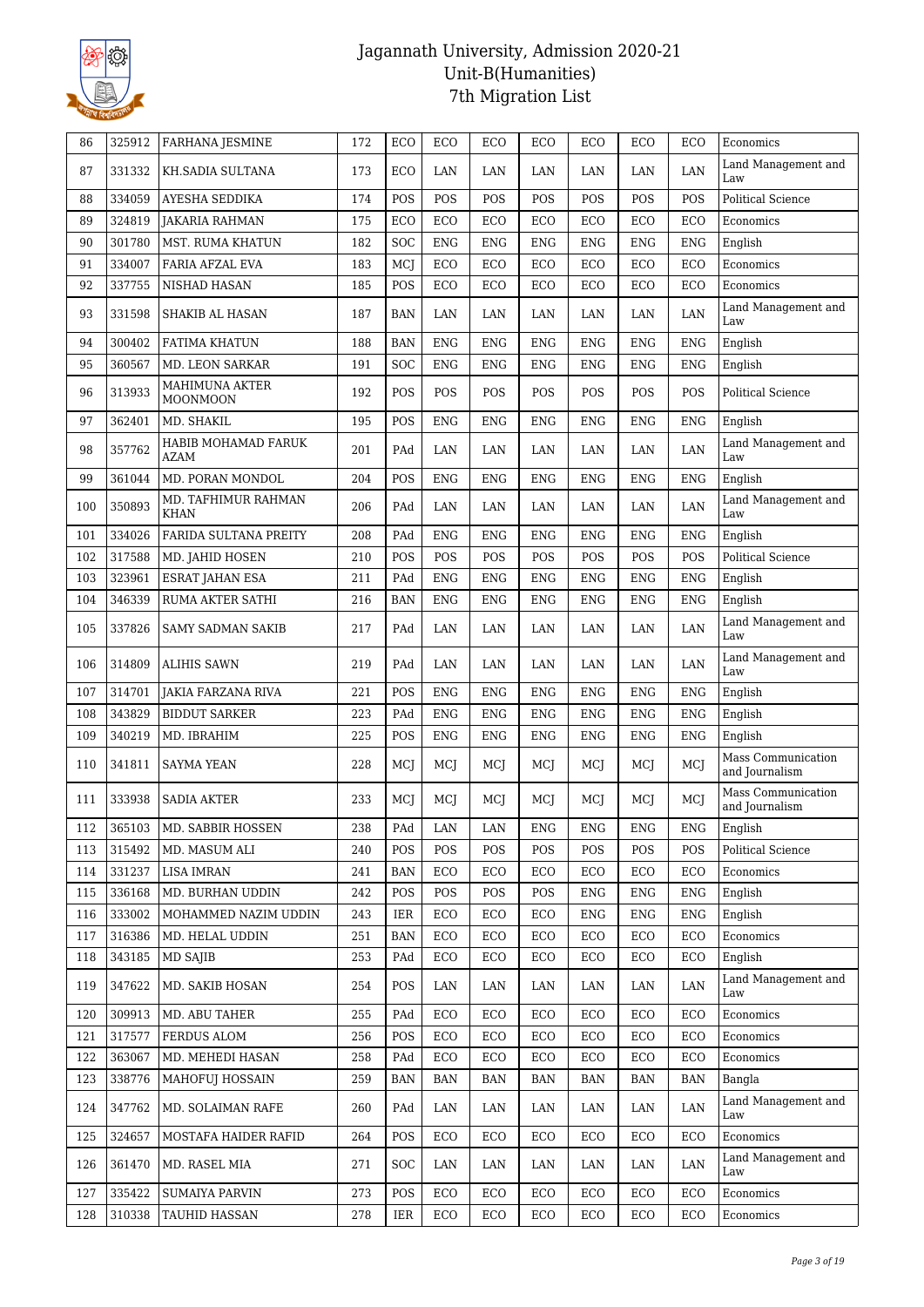# Jagannath University, Admission 2020-21
## Unit-B(Humanities)
## 7th Migration List

| 86 | 325912 | FARHANA JESMINE | 172 | ECO | ECO | ECO | ECO | ECO | ECO | ECO | Economics |
|---|---|---|---|---|---|---|---|---|---|---|---|
| 87 | 331332 | KH.SADIA SULTANA | 173 | ECO | LAN | LAN | LAN | LAN | LAN | LAN | Land Management and Law |
| 88 | 334059 | AYESHA SEDDIKA | 174 | POS | POS | POS | POS | POS | POS | POS | Political Science |
| 89 | 324819 | JAKARIA RAHMAN | 175 | ECO | ECO | ECO | ECO | ECO | ECO | ECO | Economics |
| 90 | 301780 | MST. RUMA KHATUN | 182 | SOC | ENG | ENG | ENG | ENG | ENG | ENG | English |
| 91 | 334007 | FARIA AFZAL EVA | 183 | MCJ | ECO | ECO | ECO | ECO | ECO | ECO | Economics |
| 92 | 337755 | NISHAD HASAN | 185 | POS | ECO | ECO | ECO | ECO | ECO | ECO | Economics |
| 93 | 331598 | SHAKIB AL HASAN | 187 | BAN | LAN | LAN | LAN | LAN | LAN | LAN | Land Management and Law |
| 94 | 300402 | FATIMA KHATUN | 188 | BAN | ENG | ENG | ENG | ENG | ENG | ENG | English |
| 95 | 360567 | MD. LEON SARKAR | 191 | SOC | ENG | ENG | ENG | ENG | ENG | ENG | English |
| 96 | 313933 | MAHIMUNA AKTER MOONMOON | 192 | POS | POS | POS | POS | POS | POS | POS | Political Science |
| 97 | 362401 | MD. SHAKIL | 195 | POS | ENG | ENG | ENG | ENG | ENG | ENG | English |
| 98 | 357762 | HABIB MOHAMAD FARUK AZAM | 201 | PAd | LAN | LAN | LAN | LAN | LAN | LAN | Land Management and Law |
| 99 | 361044 | MD. PORAN MONDOL | 204 | POS | ENG | ENG | ENG | ENG | ENG | ENG | English |
| 100 | 350893 | MD. TAFHIMUR RAHMAN KHAN | 206 | PAd | LAN | LAN | LAN | LAN | LAN | LAN | Land Management and Law |
| 101 | 334026 | FARIDA SULTANA PREITY | 208 | PAd | ENG | ENG | ENG | ENG | ENG | ENG | English |
| 102 | 317588 | MD. JAHID HOSEN | 210 | POS | POS | POS | POS | POS | POS | POS | Political Science |
| 103 | 323961 | ESRAT JAHAN ESA | 211 | PAd | ENG | ENG | ENG | ENG | ENG | ENG | English |
| 104 | 346339 | RUMA AKTER SATHI | 216 | BAN | ENG | ENG | ENG | ENG | ENG | ENG | English |
| 105 | 337826 | SAMY SADMAN SAKIB | 217 | PAd | LAN | LAN | LAN | LAN | LAN | LAN | Land Management and Law |
| 106 | 314809 | ALIHIS SAWN | 219 | PAd | LAN | LAN | LAN | LAN | LAN | LAN | Land Management and Law |
| 107 | 314701 | JAKIA FARZANA RIVA | 221 | POS | ENG | ENG | ENG | ENG | ENG | ENG | English |
| 108 | 343829 | BIDDUT SARKER | 223 | PAd | ENG | ENG | ENG | ENG | ENG | ENG | English |
| 109 | 340219 | MD. IBRAHIM | 225 | POS | ENG | ENG | ENG | ENG | ENG | ENG | English |
| 110 | 341811 | SAYMA YEAN | 228 | MCJ | MCJ | MCJ | MCJ | MCJ | MCJ | MCJ | Mass Communication and Journalism |
| 111 | 333938 | SADIA AKTER | 233 | MCJ | MCJ | MCJ | MCJ | MCJ | MCJ | MCJ | Mass Communication and Journalism |
| 112 | 365103 | MD. SABBIR HOSSEN | 238 | PAd | LAN | LAN | ENG | ENG | ENG | ENG | English |
| 113 | 315492 | MD. MASUM ALI | 240 | POS | POS | POS | POS | POS | POS | POS | Political Science |
| 114 | 331237 | LISA IMRAN | 241 | BAN | ECO | ECO | ECO | ECO | ECO | ECO | Economics |
| 115 | 336168 | MD. BURHAN UDDIN | 242 | POS | POS | POS | POS | ENG | ENG | ENG | English |
| 116 | 333002 | MOHAMMED NAZIM UDDIN | 243 | IER | ECO | ECO | ECO | ENG | ENG | ENG | English |
| 117 | 316386 | MD. HELAL UDDIN | 251 | BAN | ECO | ECO | ECO | ECO | ECO | ECO | Economics |
| 118 | 343185 | MD SAJIB | 253 | PAd | ECO | ECO | ECO | ECO | ECO | ECO | English |
| 119 | 347622 | MD. SAKIB HOSAN | 254 | POS | LAN | LAN | LAN | LAN | LAN | LAN | Land Management and Law |
| 120 | 309913 | MD. ABU TAHER | 255 | PAd | ECO | ECO | ECO | ECO | ECO | ECO | Economics |
| 121 | 317577 | FERDUS ALOM | 256 | POS | ECO | ECO | ECO | ECO | ECO | ECO | Economics |
| 122 | 363067 | MD. MEHEDI HASAN | 258 | PAd | ECO | ECO | ECO | ECO | ECO | ECO | Economics |
| 123 | 338776 | MAHOFUJ HOSSAIN | 259 | BAN | BAN | BAN | BAN | BAN | BAN | BAN | Bangla |
| 124 | 347762 | MD. SOLAIMAN RAFE | 260 | PAd | LAN | LAN | LAN | LAN | LAN | LAN | Land Management and Law |
| 125 | 324657 | MOSTAFA HAIDER RAFID | 264 | POS | ECO | ECO | ECO | ECO | ECO | ECO | Economics |
| 126 | 361470 | MD. RASEL MIA | 271 | SOC | LAN | LAN | LAN | LAN | LAN | LAN | Land Management and Law |
| 127 | 335422 | SUMAIYA PARVIN | 273 | POS | ECO | ECO | ECO | ECO | ECO | ECO | Economics |
| 128 | 310338 | TAUHID HASSAN | 278 | IER | ECO | ECO | ECO | ECO | ECO | ECO | Economics |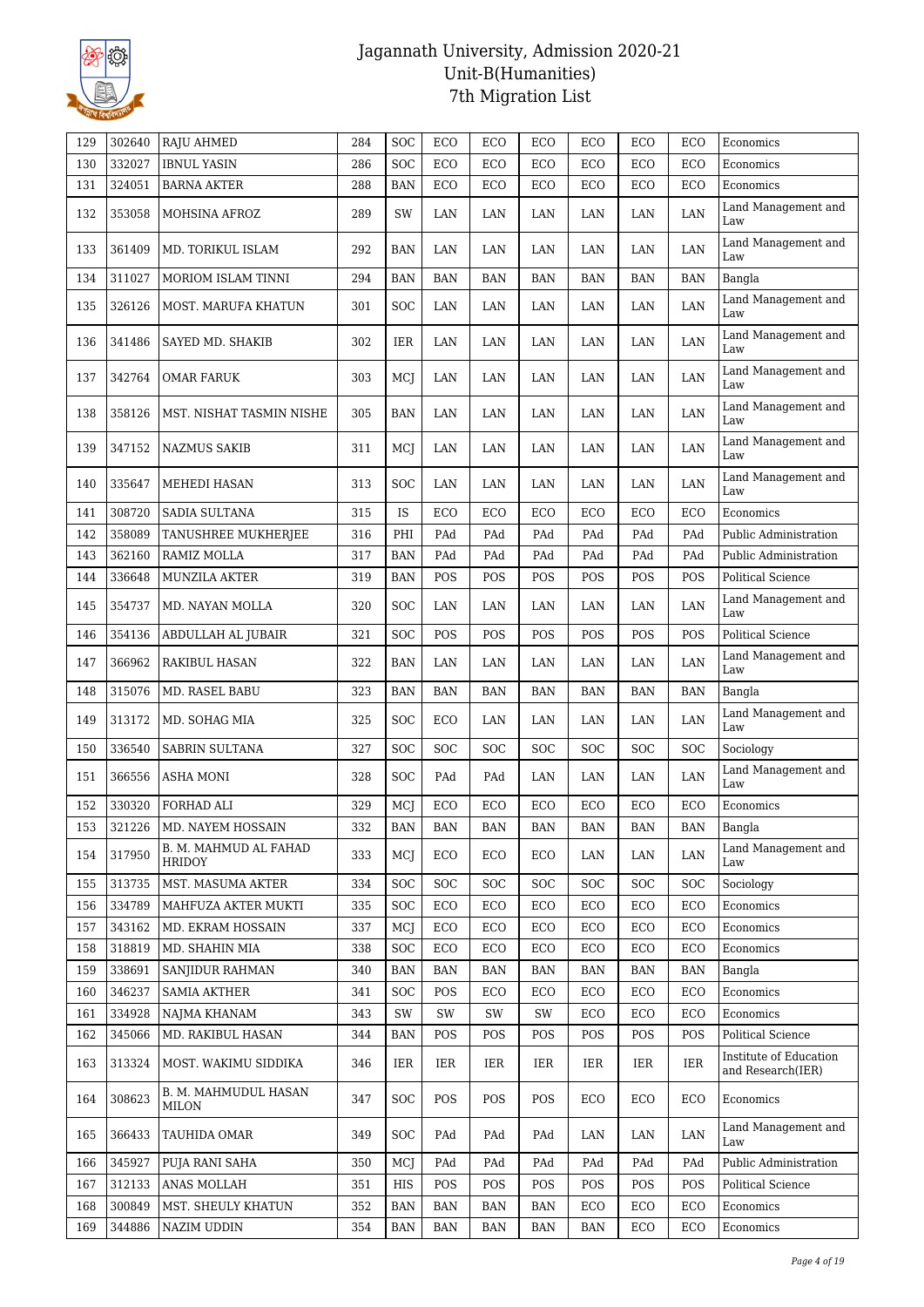# Jagannath University, Admission 2020-21
## Unit-B(Humanities)
## 7th Migration List

| 129 | 302640 | RAJU AHMED | 284 | SOC | ECO | ECO | ECO | ECO | ECO | ECO | Economics |
|---|---|---|---|---|---|---|---|---|---|---|---|
| 130 | 332027 | IBNUL YASIN | 286 | SOC | ECO | ECO | ECO | ECO | ECO | ECO | Economics |
| 131 | 324051 | BARNA AKTER | 288 | BAN | ECO | ECO | ECO | ECO | ECO | ECO | Economics |
| 132 | 353058 | MOHSINA AFROZ | 289 | SW | LAN | LAN | LAN | LAN | LAN | LAN | Land Management and Law |
| 133 | 361409 | MD. TORIKUL ISLAM | 292 | BAN | LAN | LAN | LAN | LAN | LAN | LAN | Land Management and Law |
| 134 | 311027 | MORIOM ISLAM TINNI | 294 | BAN | BAN | BAN | BAN | BAN | BAN | BAN | Bangla |
| 135 | 326126 | MOST. MARUFA KHATUN | 301 | SOC | LAN | LAN | LAN | LAN | LAN | LAN | Land Management and Law |
| 136 | 341486 | SAYED MD. SHAKIB | 302 | IER | LAN | LAN | LAN | LAN | LAN | LAN | Land Management and Law |
| 137 | 342764 | OMAR FARUK | 303 | MCJ | LAN | LAN | LAN | LAN | LAN | LAN | Land Management and Law |
| 138 | 358126 | MST. NISHAT TASMIN NISHE | 305 | BAN | LAN | LAN | LAN | LAN | LAN | LAN | Land Management and Law |
| 139 | 347152 | NAZMUS SAKIB | 311 | MCJ | LAN | LAN | LAN | LAN | LAN | LAN | Land Management and Law |
| 140 | 335647 | MEHEDI HASAN | 313 | SOC | LAN | LAN | LAN | LAN | LAN | LAN | Land Management and Law |
| 141 | 308720 | SADIA SULTANA | 315 | IS | ECO | ECO | ECO | ECO | ECO | ECO | Economics |
| 142 | 358089 | TANUSHREE MUKHERJEE | 316 | PHI | PAd | PAd | PAd | PAd | PAd | PAd | Public Administration |
| 143 | 362160 | RAMIZ MOLLA | 317 | BAN | PAd | PAd | PAd | PAd | PAd | PAd | Public Administration |
| 144 | 336648 | MUNZILA AKTER | 319 | BAN | POS | POS | POS | POS | POS | POS | Political Science |
| 145 | 354737 | MD. NAYAN MOLLA | 320 | SOC | LAN | LAN | LAN | LAN | LAN | LAN | Land Management and Law |
| 146 | 354136 | ABDULLAH AL JUBAIR | 321 | SOC | POS | POS | POS | POS | POS | POS | Political Science |
| 147 | 366962 | RAKIBUL HASAN | 322 | BAN | LAN | LAN | LAN | LAN | LAN | LAN | Land Management and Law |
| 148 | 315076 | MD. RASEL BABU | 323 | BAN | BAN | BAN | BAN | BAN | BAN | BAN | Bangla |
| 149 | 313172 | MD. SOHAG MIA | 325 | SOC | ECO | LAN | LAN | LAN | LAN | LAN | Land Management and Law |
| 150 | 336540 | SABRIN SULTANA | 327 | SOC | SOC | SOC | SOC | SOC | SOC | SOC | Sociology |
| 151 | 366556 | ASHA MONI | 328 | SOC | PAd | PAd | LAN | LAN | LAN | LAN | Land Management and Law |
| 152 | 330320 | FORHAD ALI | 329 | MCJ | ECO | ECO | ECO | ECO | ECO | ECO | Economics |
| 153 | 321226 | MD. NAYEM HOSSAIN | 332 | BAN | BAN | BAN | BAN | BAN | BAN | BAN | Bangla |
| 154 | 317950 | B. M. MAHMUD AL FAHAD HRIDOY | 333 | MCJ | ECO | ECO | ECO | LAN | LAN | LAN | Land Management and Law |
| 155 | 313735 | MST. MASUMA AKTER | 334 | SOC | SOC | SOC | SOC | SOC | SOC | SOC | Sociology |
| 156 | 334789 | MAHFUZA AKTER MUKTI | 335 | SOC | ECO | ECO | ECO | ECO | ECO | ECO | Economics |
| 157 | 343162 | MD. EKRAM HOSSAIN | 337 | MCJ | ECO | ECO | ECO | ECO | ECO | ECO | Economics |
| 158 | 318819 | MD. SHAHIN MIA | 338 | SOC | ECO | ECO | ECO | ECO | ECO | ECO | Economics |
| 159 | 338691 | SANJIDUR RAHMAN | 340 | BAN | BAN | BAN | BAN | BAN | BAN | BAN | Bangla |
| 160 | 346237 | SAMIA AKTHER | 341 | SOC | POS | ECO | ECO | ECO | ECO | ECO | Economics |
| 161 | 334928 | NAJMA KHANAM | 343 | SW | SW | SW | SW | ECO | ECO | ECO | Economics |
| 162 | 345066 | MD. RAKIBUL HASAN | 344 | BAN | POS | POS | POS | POS | POS | POS | Political Science |
| 163 | 313324 | MOST. WAKIMU SIDDIKA | 346 | IER | IER | IER | IER | IER | IER | IER | Institute of Education and Research(IER) |
| 164 | 308623 | B. M. MAHMUDUL HASAN MILON | 347 | SOC | POS | POS | POS | ECO | ECO | ECO | Economics |
| 165 | 366433 | TAUHIDA OMAR | 349 | SOC | PAd | PAd | PAd | LAN | LAN | LAN | Land Management and Law |
| 166 | 345927 | PUJA RANI SAHA | 350 | MCJ | PAd | PAd | PAd | PAd | PAd | PAd | Public Administration |
| 167 | 312133 | ANAS MOLLAH | 351 | HIS | POS | POS | POS | POS | POS | POS | Political Science |
| 168 | 300849 | MST. SHEULY KHATUN | 352 | BAN | BAN | BAN | BAN | ECO | ECO | ECO | Economics |
| 169 | 344886 | NAZIM UDDIN | 354 | BAN | BAN | BAN | BAN | BAN | ECO | ECO | Economics |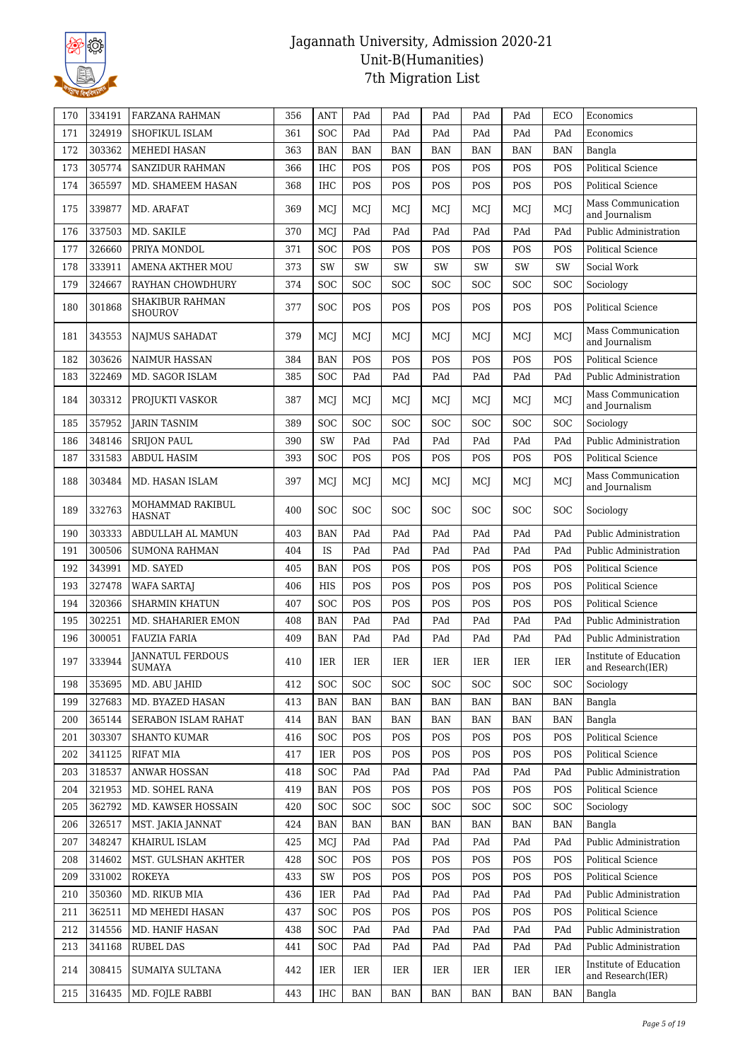# Jagannath University, Admission 2020-21
## Unit-B(Humanities)
## 7th Migration List

| 170 | 334191 | FARZANA RAHMAN | 356 | ANT | PAd | PAd | PAd | PAd | PAd | ECO | Economics |
|---|---|---|---|---|---|---|---|---|---|---|---|
| 171 | 324919 | SHOFIKUL ISLAM | 361 | SOC | PAd | PAd | PAd | PAd | PAd | PAd | Economics |
| 172 | 303362 | MEHEDI HASAN | 363 | BAN | BAN | BAN | BAN | BAN | BAN | BAN | Bangla |
| 173 | 305774 | SANZIDUR RAHMAN | 366 | IHC | POS | POS | POS | POS | POS | POS | Political Science |
| 174 | 365597 | MD. SHAMEEM HASAN | 368 | IHC | POS | POS | POS | POS | POS | POS | Political Science |
| 175 | 339877 | MD. ARAFAT | 369 | MCJ | MCJ | MCJ | MCJ | MCJ | MCJ | MCJ | Mass Communication and Journalism |
| 176 | 337503 | MD. SAKILE | 370 | MCJ | PAd | PAd | PAd | PAd | PAd | PAd | Public Administration |
| 177 | 326660 | PRIYA MONDOL | 371 | SOC | POS | POS | POS | POS | POS | POS | Political Science |
| 178 | 333911 | AMENA AKTHER MOU | 373 | SW | SW | SW | SW | SW | SW | SW | Social Work |
| 179 | 324667 | RAYHAN CHOWDHURY | 374 | SOC | SOC | SOC | SOC | SOC | SOC | SOC | Sociology |
| 180 | 301868 | SHAKIBUR RAHMAN SHOUROV | 377 | SOC | POS | POS | POS | POS | POS | POS | Political Science |
| 181 | 343553 | NAJMUS SAHADAT | 379 | MCJ | MCJ | MCJ | MCJ | MCJ | MCJ | MCJ | Mass Communication and Journalism |
| 182 | 303626 | NAIMUR HASSAN | 384 | BAN | POS | POS | POS | POS | POS | POS | Political Science |
| 183 | 322469 | MD. SAGOR ISLAM | 385 | SOC | PAd | PAd | PAd | PAd | PAd | PAd | Public Administration |
| 184 | 303312 | PROJUKTI VASKOR | 387 | MCJ | MCJ | MCJ | MCJ | MCJ | MCJ | MCJ | Mass Communication and Journalism |
| 185 | 357952 | JARIN TASNIM | 389 | SOC | SOC | SOC | SOC | SOC | SOC | SOC | Sociology |
| 186 | 348146 | SRIJON PAUL | 390 | SW | PAd | PAd | PAd | PAd | PAd | PAd | Public Administration |
| 187 | 331583 | ABDUL HASIM | 393 | SOC | POS | POS | POS | POS | POS | POS | Political Science |
| 188 | 303484 | MD. HASAN ISLAM | 397 | MCJ | MCJ | MCJ | MCJ | MCJ | MCJ | MCJ | Mass Communication and Journalism |
| 189 | 332763 | MOHAMMAD RAKIBUL HASNAT | 400 | SOC | SOC | SOC | SOC | SOC | SOC | SOC | Sociology |
| 190 | 303333 | ABDULLAH AL MAMUN | 403 | BAN | PAd | PAd | PAd | PAd | PAd | PAd | Public Administration |
| 191 | 300506 | SUMONA RAHMAN | 404 | IS | PAd | PAd | PAd | PAd | PAd | PAd | Public Administration |
| 192 | 343991 | MD. SAYED | 405 | BAN | POS | POS | POS | POS | POS | POS | Political Science |
| 193 | 327478 | WAFA SARTAJ | 406 | HIS | POS | POS | POS | POS | POS | POS | Political Science |
| 194 | 320366 | SHARMIN KHATUN | 407 | SOC | POS | POS | POS | POS | POS | POS | Political Science |
| 195 | 302251 | MD. SHAHARIER EMON | 408 | BAN | PAd | PAd | PAd | PAd | PAd | PAd | Public Administration |
| 196 | 300051 | FAUZIA FARIA | 409 | BAN | PAd | PAd | PAd | PAd | PAd | PAd | Public Administration |
| 197 | 333944 | JANNATUL FERDOUS SUMAYA | 410 | IER | IER | IER | IER | IER | IER | IER | Institute of Education and Research(IER) |
| 198 | 353695 | MD. ABU JAHID | 412 | SOC | SOC | SOC | SOC | SOC | SOC | SOC | Sociology |
| 199 | 327683 | MD. BYAZED HASAN | 413 | BAN | BAN | BAN | BAN | BAN | BAN | BAN | Bangla |
| 200 | 365144 | SERABON ISLAM RAHAT | 414 | BAN | BAN | BAN | BAN | BAN | BAN | BAN | Bangla |
| 201 | 303307 | SHANTO KUMAR | 416 | SOC | POS | POS | POS | POS | POS | POS | Political Science |
| 202 | 341125 | RIFAT MIA | 417 | IER | POS | POS | POS | POS | POS | POS | Political Science |
| 203 | 318537 | ANWAR HOSSAN | 418 | SOC | PAd | PAd | PAd | PAd | PAd | PAd | Public Administration |
| 204 | 321953 | MD. SOHEL RANA | 419 | BAN | POS | POS | POS | POS | POS | POS | Political Science |
| 205 | 362792 | MD. KAWSER HOSSAIN | 420 | SOC | SOC | SOC | SOC | SOC | SOC | SOC | Sociology |
| 206 | 326517 | MST. JAKIA JANNAT | 424 | BAN | BAN | BAN | BAN | BAN | BAN | BAN | Bangla |
| 207 | 348247 | KHAIRUL ISLAM | 425 | MCJ | PAd | PAd | PAd | PAd | PAd | PAd | Public Administration |
| 208 | 314602 | MST. GULSHAN AKHTER | 428 | SOC | POS | POS | POS | POS | POS | POS | Political Science |
| 209 | 331002 | ROKEYA | 433 | SW | POS | POS | POS | POS | POS | POS | Political Science |
| 210 | 350360 | MD. RIKUB MIA | 436 | IER | PAd | PAd | PAd | PAd | PAd | PAd | Public Administration |
| 211 | 362511 | MD MEHEDI HASAN | 437 | SOC | POS | POS | POS | POS | POS | POS | Political Science |
| 212 | 314556 | MD. HANIF HASAN | 438 | SOC | PAd | PAd | PAd | PAd | PAd | PAd | Public Administration |
| 213 | 341168 | RUBEL DAS | 441 | SOC | PAd | PAd | PAd | PAd | PAd | PAd | Public Administration |
| 214 | 308415 | SUMAIYA SULTANA | 442 | IER | IER | IER | IER | IER | IER | IER | Institute of Education and Research(IER) |
| 215 | 316435 | MD. FOJLE RABBI | 443 | IHC | BAN | BAN | BAN | BAN | BAN | BAN | Bangla |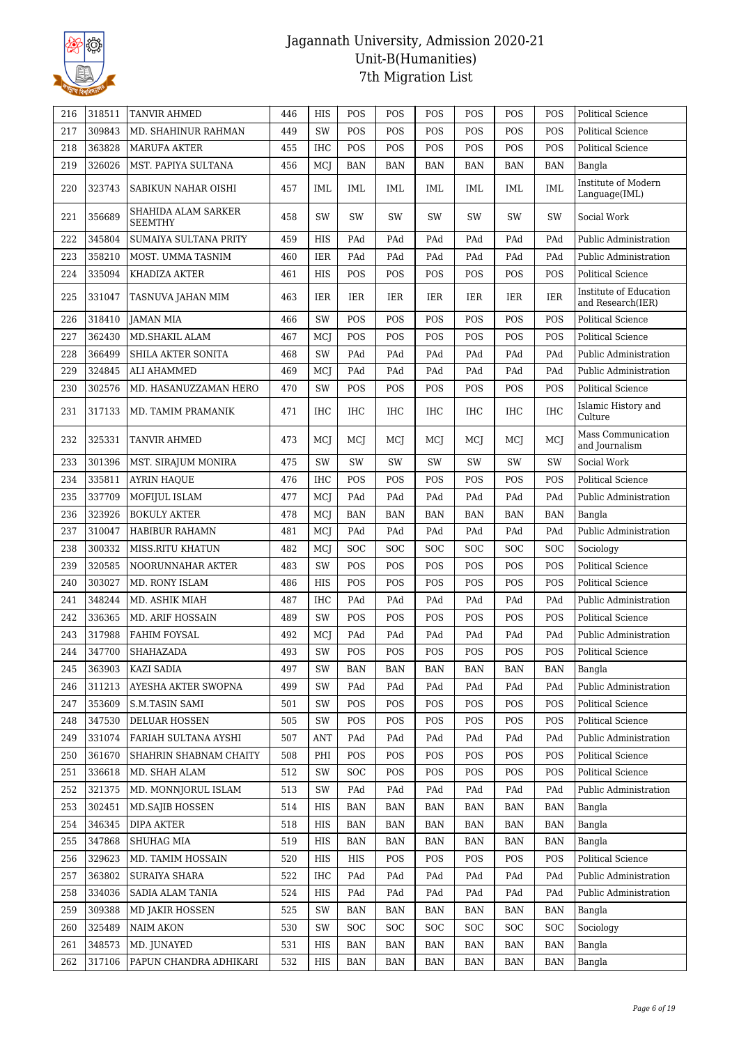# Jagannath University, Admission 2020-21
## Unit-B(Humanities)
### 7th Migration List

| | | | | | | | | | | | |
|---|---|---|---|---|---|---|---|---|---|---|---|
| 216 | 318511 | TANVIR AHMED | 446 | HIS | POS | POS | POS | POS | POS | POS | Political Science |
| 217 | 309843 | MD. SHAHINUR RAHMAN | 449 | SW | POS | POS | POS | POS | POS | POS | Political Science |
| 218 | 363828 | MARUFA AKTER | 455 | IHC | POS | POS | POS | POS | POS | POS | Political Science |
| 219 | 326026 | MST. PAPIYA SULTANA | 456 | MCJ | BAN | BAN | BAN | BAN | BAN | BAN | Bangla |
| 220 | 323743 | SABIKUN NAHAR OISHI | 457 | IML | IML | IML | IML | IML | IML | IML | Institute of Modern Language(IML) |
| 221 | 356689 | SHAHIDA ALAM SARKER SEEMTHY | 458 | SW | SW | SW | SW | SW | SW | SW | Social Work |
| 222 | 345804 | SUMAIYA SULTANA PRITY | 459 | HIS | PAd | PAd | PAd | PAd | PAd | PAd | Public Administration |
| 223 | 358210 | MOST. UMMA TASNIM | 460 | IER | PAd | PAd | PAd | PAd | PAd | PAd | Public Administration |
| 224 | 335094 | KHADIZA AKTER | 461 | HIS | POS | POS | POS | POS | POS | POS | Political Science |
| 225 | 331047 | TASNUVA JAHAN MIM | 463 | IER | IER | IER | IER | IER | IER | IER | Institute of Education and Research(IER) |
| 226 | 318410 | JAMAN MIA | 466 | SW | POS | POS | POS | POS | POS | POS | Political Science |
| 227 | 362430 | MD.SHAKIL ALAM | 467 | MCJ | POS | POS | POS | POS | POS | POS | Political Science |
| 228 | 366499 | SHILA AKTER SONITA | 468 | SW | PAd | PAd | PAd | PAd | PAd | PAd | Public Administration |
| 229 | 324845 | ALI AHAMMED | 469 | MCJ | PAd | PAd | PAd | PAd | PAd | PAd | Public Administration |
| 230 | 302576 | MD. HASANUZZAMAN HERO | 470 | SW | POS | POS | POS | POS | POS | POS | Political Science |
| 231 | 317133 | MD. TAMIM PRAMANIK | 471 | IHC | IHC | IHC | IHC | IHC | IHC | IHC | Islamic History and Culture |
| 232 | 325331 | TANVIR AHMED | 473 | MCJ | MCJ | MCJ | MCJ | MCJ | MCJ | MCJ | Mass Communication and Journalism |
| 233 | 301396 | MST. SIRAJUM MONIRA | 475 | SW | SW | SW | SW | SW | SW | SW | Social Work |
| 234 | 335811 | AYRIN HAQUE | 476 | IHC | POS | POS | POS | POS | POS | POS | Political Science |
| 235 | 337709 | MOFIJUL ISLAM | 477 | MCJ | PAd | PAd | PAd | PAd | PAd | PAd | Public Administration |
| 236 | 323926 | BOKULY AKTER | 478 | MCJ | BAN | BAN | BAN | BAN | BAN | BAN | Bangla |
| 237 | 310047 | HABIBUR RAHAMN | 481 | MCJ | PAd | PAd | PAd | PAd | PAd | PAd | Public Administration |
| 238 | 300332 | MISS.RITU KHATUN | 482 | MCJ | SOC | SOC | SOC | SOC | SOC | SOC | Sociology |
| 239 | 320585 | NOORUNNAHAR AKTER | 483 | SW | POS | POS | POS | POS | POS | POS | Political Science |
| 240 | 303027 | MD. RONY ISLAM | 486 | HIS | POS | POS | POS | POS | POS | POS | Political Science |
| 241 | 348244 | MD. ASHIK MIAH | 487 | IHC | PAd | PAd | PAd | PAd | PAd | PAd | Public Administration |
| 242 | 336365 | MD. ARIF HOSSAIN | 489 | SW | POS | POS | POS | POS | POS | POS | Political Science |
| 243 | 317988 | FAHIM FOYSAL | 492 | MCJ | PAd | PAd | PAd | PAd | PAd | PAd | Public Administration |
| 244 | 347700 | SHAHAZADA | 493 | SW | POS | POS | POS | POS | POS | POS | Political Science |
| 245 | 363903 | KAZI SADIA | 497 | SW | BAN | BAN | BAN | BAN | BAN | BAN | Bangla |
| 246 | 311213 | AYESHA AKTER SWOPNA | 499 | SW | PAd | PAd | PAd | PAd | PAd | PAd | Public Administration |
| 247 | 353609 | S.M.TASIN SAMI | 501 | SW | POS | POS | POS | POS | POS | POS | Political Science |
| 248 | 347530 | DELUAR HOSSEN | 505 | SW | POS | POS | POS | POS | POS | POS | Political Science |
| 249 | 331074 | FARIAH SULTANA AYSHI | 507 | ANT | PAd | PAd | PAd | PAd | PAd | PAd | Public Administration |
| 250 | 361670 | SHAHRIN SHABNAM CHAITY | 508 | PHI | POS | POS | POS | POS | POS | POS | Political Science |
| 251 | 336618 | MD. SHAH ALAM | 512 | SW | SOC | POS | POS | POS | POS | POS | Political Science |
| 252 | 321375 | MD. MONNJORUL ISLAM | 513 | SW | PAd | PAd | PAd | PAd | PAd | PAd | Public Administration |
| 253 | 302451 | MD.SAJIB HOSSEN | 514 | HIS | BAN | BAN | BAN | BAN | BAN | BAN | Bangla |
| 254 | 346345 | DIPA AKTER | 518 | HIS | BAN | BAN | BAN | BAN | BAN | BAN | Bangla |
| 255 | 347868 | SHUHAG MIA | 519 | HIS | BAN | BAN | BAN | BAN | BAN | BAN | Bangla |
| 256 | 329623 | MD. TAMIM HOSSAIN | 520 | HIS | HIS | POS | POS | POS | POS | POS | Political Science |
| 257 | 363802 | SURAIYA SHARA | 522 | IHC | PAd | PAd | PAd | PAd | PAd | PAd | Public Administration |
| 258 | 334036 | SADIA ALAM TANIA | 524 | HIS | PAd | PAd | PAd | PAd | PAd | PAd | Public Administration |
| 259 | 309388 | MD JAKIR HOSSEN | 525 | SW | BAN | BAN | BAN | BAN | BAN | BAN | Bangla |
| 260 | 325489 | NAIM AKON | 530 | SW | SOC | SOC | SOC | SOC | SOC | SOC | Sociology |
| 261 | 348573 | MD. JUNAYED | 531 | HIS | BAN | BAN | BAN | BAN | BAN | BAN | Bangla |
| 262 | 317106 | PAPUN CHANDRA ADHIKARI | 532 | HIS | BAN | BAN | BAN | BAN | BAN | BAN | Bangla |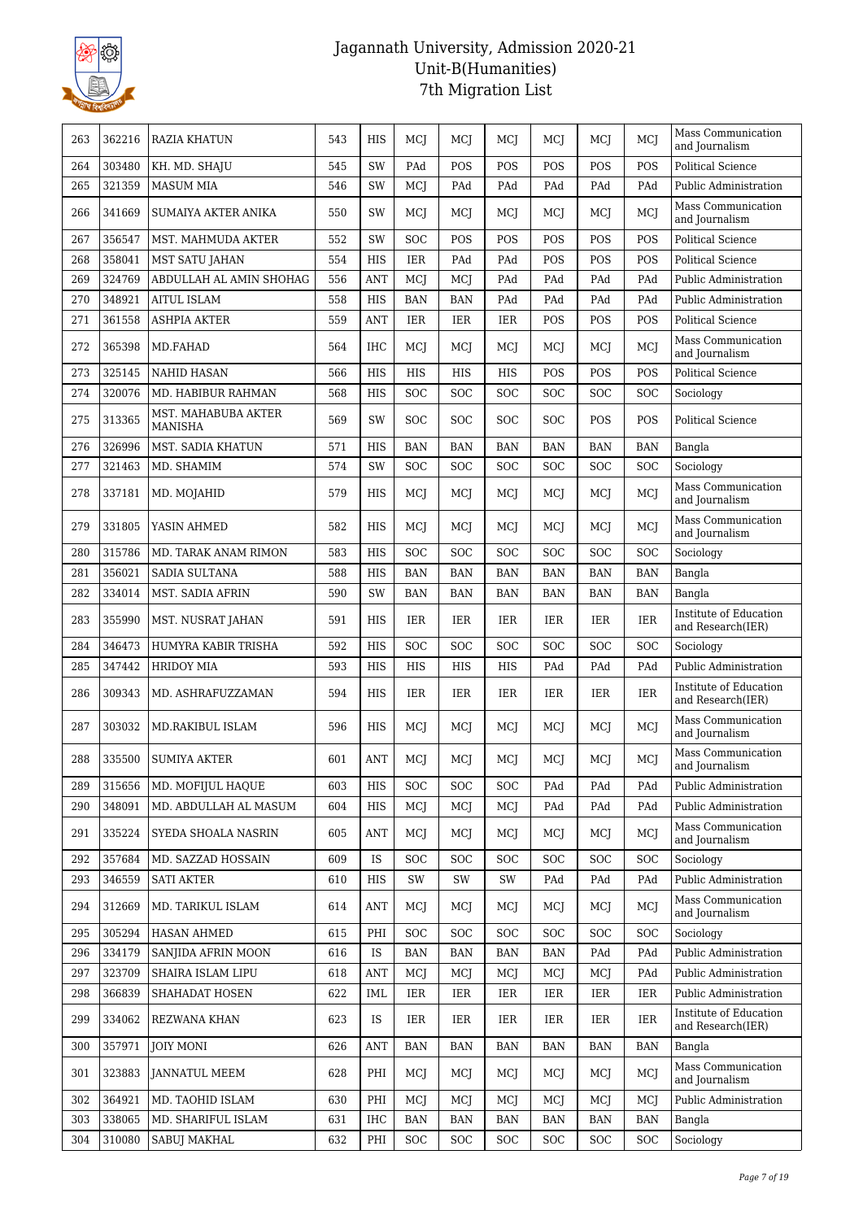# Jagannath University, Admission 2020-21
## Unit-B(Humanities)
## 7th Migration List

| 263 | 362216 | RAZIA KHATUN | 543 | HIS | MCJ | MCJ | MCJ | MCJ | MCJ | MCJ | Mass Communication and Journalism |
|---|---|---|---|---|---|---|---|---|---|---|---|
| 264 | 303480 | KH. MD. SHAJU | 545 | SW | PAd | POS | POS | POS | POS | POS | Political Science |
| 265 | 321359 | MASUM MIA | 546 | SW | MCJ | PAd | PAd | PAd | PAd | PAd | Public Administration |
| 266 | 341669 | SUMAIYA AKTER ANIKA | 550 | SW | MCJ | MCJ | MCJ | MCJ | MCJ | MCJ | Mass Communication and Journalism |
| 267 | 356547 | MST. MAHMUDA AKTER | 552 | SW | SOC | POS | POS | POS | POS | POS | Political Science |
| 268 | 358041 | MST SATU JAHAN | 554 | HIS | IER | PAd | PAd | POS | POS | POS | Political Science |
| 269 | 324769 | ABDULLAH AL AMIN SHOHAG | 556 | ANT | MCJ | MCJ | PAd | PAd | PAd | PAd | Public Administration |
| 270 | 348921 | AITUL ISLAM | 558 | HIS | BAN | BAN | PAd | PAd | PAd | PAd | Public Administration |
| 271 | 361558 | ASHPIA AKTER | 559 | ANT | IER | IER | IER | POS | POS | POS | Political Science |
| 272 | 365398 | MD.FAHAD | 564 | IHC | MCJ | MCJ | MCJ | MCJ | MCJ | MCJ | Mass Communication and Journalism |
| 273 | 325145 | NAHID HASAN | 566 | HIS | HIS | HIS | HIS | POS | POS | POS | Political Science |
| 274 | 320076 | MD. HABIBUR RAHMAN | 568 | HIS | SOC | SOC | SOC | SOC | SOC | SOC | Sociology |
| 275 | 313365 | MST. MAHABUBA AKTER MANISHA | 569 | SW | SOC | SOC | SOC | SOC | POS | POS | Political Science |
| 276 | 326996 | MST. SADIA KHATUN | 571 | HIS | BAN | BAN | BAN | BAN | BAN | BAN | Bangla |
| 277 | 321463 | MD. SHAMIM | 574 | SW | SOC | SOC | SOC | SOC | SOC | SOC | Sociology |
| 278 | 337181 | MD. MOJAHID | 579 | HIS | MCJ | MCJ | MCJ | MCJ | MCJ | MCJ | Mass Communication and Journalism |
| 279 | 331805 | YASIN AHMED | 582 | HIS | MCJ | MCJ | MCJ | MCJ | MCJ | MCJ | Mass Communication and Journalism |
| 280 | 315786 | MD. TARAK ANAM RIMON | 583 | HIS | SOC | SOC | SOC | SOC | SOC | SOC | Sociology |
| 281 | 356021 | SADIA SULTANA | 588 | HIS | BAN | BAN | BAN | BAN | BAN | BAN | Bangla |
| 282 | 334014 | MST. SADIA AFRIN | 590 | SW | BAN | BAN | BAN | BAN | BAN | BAN | Bangla |
| 283 | 355990 | MST. NUSRAT JAHAN | 591 | HIS | IER | IER | IER | IER | IER | IER | Institute of Education and Research(IER) |
| 284 | 346473 | HUMYRA KABIR TRISHA | 592 | HIS | SOC | SOC | SOC | SOC | SOC | SOC | Sociology |
| 285 | 347442 | HRIDOY MIA | 593 | HIS | HIS | HIS | HIS | PAd | PAd | PAd | Public Administration |
| 286 | 309343 | MD. ASHRAFUZZAMAN | 594 | HIS | IER | IER | IER | IER | IER | IER | Institute of Education and Research(IER) |
| 287 | 303032 | MD.RAKIBUL ISLAM | 596 | HIS | MCJ | MCJ | MCJ | MCJ | MCJ | MCJ | Mass Communication and Journalism |
| 288 | 335500 | SUMIYA AKTER | 601 | ANT | MCJ | MCJ | MCJ | MCJ | MCJ | MCJ | Mass Communication and Journalism |
| 289 | 315656 | MD. MOFIJUL HAQUE | 603 | HIS | SOC | SOC | SOC | PAd | PAd | PAd | Public Administration |
| 290 | 348091 | MD. ABDULLAH AL MASUM | 604 | HIS | MCJ | MCJ | MCJ | PAd | PAd | PAd | Public Administration |
| 291 | 335224 | SYEDA SHOALA NASRIN | 605 | ANT | MCJ | MCJ | MCJ | MCJ | MCJ | MCJ | Mass Communication and Journalism |
| 292 | 357684 | MD. SAZZAD HOSSAIN | 609 | IS | SOC | SOC | SOC | SOC | SOC | SOC | Sociology |
| 293 | 346559 | SATI AKTER | 610 | HIS | SW | SW | SW | PAd | PAd | PAd | Public Administration |
| 294 | 312669 | MD. TARIKUL ISLAM | 614 | ANT | MCJ | MCJ | MCJ | MCJ | MCJ | MCJ | Mass Communication and Journalism |
| 295 | 305294 | HASAN AHMED | 615 | PHI | SOC | SOC | SOC | SOC | SOC | SOC | Sociology |
| 296 | 334179 | SANJIDA AFRIN MOON | 616 | IS | BAN | BAN | BAN | BAN | PAd | PAd | Public Administration |
| 297 | 323709 | SHAIRA ISLAM LIPU | 618 | ANT | MCJ | MCJ | MCJ | MCJ | MCJ | PAd | Public Administration |
| 298 | 366839 | SHAHADAT HOSEN | 622 | IML | IER | IER | IER | IER | IER | IER | Public Administration |
| 299 | 334062 | REZWANA KHAN | 623 | IS | IER | IER | IER | IER | IER | IER | Institute of Education and Research(IER) |
| 300 | 357971 | JOIY MONI | 626 | ANT | BAN | BAN | BAN | BAN | BAN | BAN | Bangla |
| 301 | 323883 | JANNATUL MEEM | 628 | PHI | MCJ | MCJ | MCJ | MCJ | MCJ | MCJ | Mass Communication and Journalism |
| 302 | 364921 | MD. TAOHID ISLAM | 630 | PHI | MCJ | MCJ | MCJ | MCJ | MCJ | MCJ | Public Administration |
| 303 | 338065 | MD. SHARIFUL ISLAM | 631 | IHC | BAN | BAN | BAN | BAN | BAN | BAN | Bangla |
| 304 | 310080 | SABUJ MAKHAL | 632 | PHI | SOC | SOC | SOC | SOC | SOC | SOC | Sociology |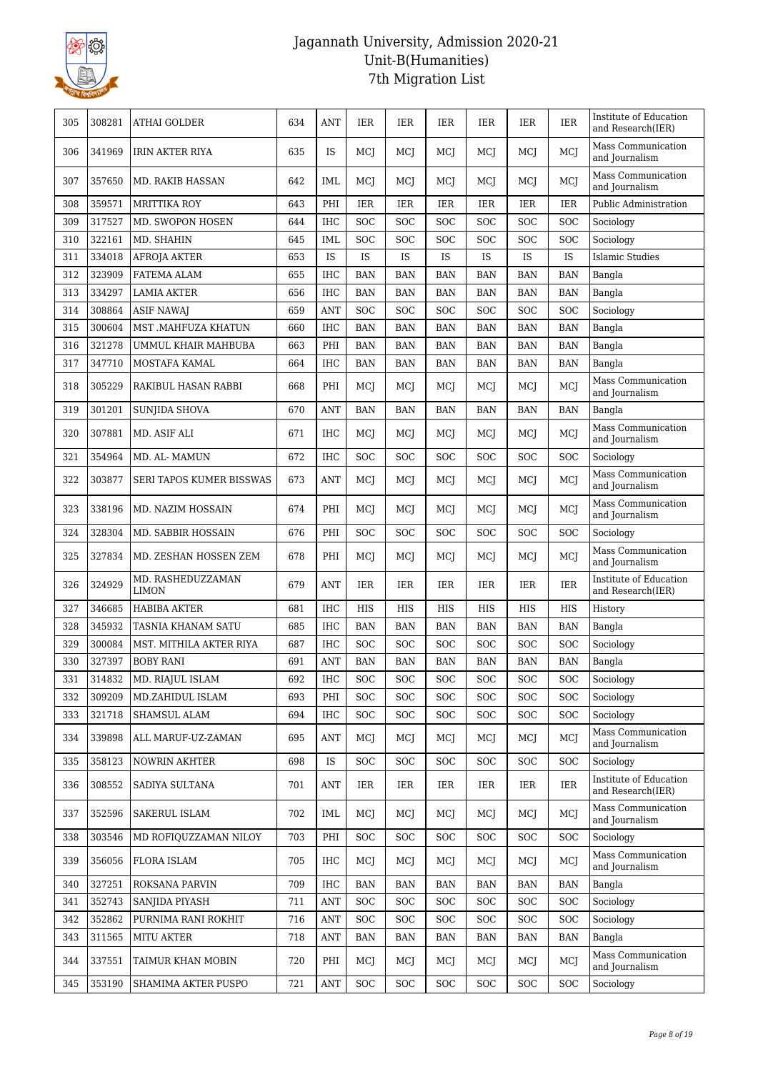# Jagannath University, Admission 2020-21
## Unit-B(Humanities)
### 7th Migration List

| | | | | | | | | | | | |
|---|---|---|---|---|---|---|---|---|---|---|---|
| 305 | 308281 | ATHAI GOLDER | 634 | ANT | IER | IER | IER | IER | IER | IER | Institute of Education and Research(IER) |
| 306 | 341969 | IRIN AKTER RIYA | 635 | IS | MCJ | MCJ | MCJ | MCJ | MCJ | MCJ | Mass Communication and Journalism |
| 307 | 357650 | MD. RAKIB HASSAN | 642 | IML | MCJ | MCJ | MCJ | MCJ | MCJ | MCJ | Mass Communication and Journalism |
| 308 | 359571 | MRITTIKA ROY | 643 | PHI | IER | IER | IER | IER | IER | IER | Public Administration |
| 309 | 317527 | MD. SWOPON HOSEN | 644 | IHC | SOC | SOC | SOC | SOC | SOC | SOC | Sociology |
| 310 | 322161 | MD. SHAHIN | 645 | IML | SOC | SOC | SOC | SOC | SOC | SOC | Sociology |
| 311 | 334018 | AFROJA AKTER | 653 | IS | IS | IS | IS | IS | IS | IS | Islamic Studies |
| 312 | 323909 | FATEMA ALAM | 655 | IHC | BAN | BAN | BAN | BAN | BAN | BAN | Bangla |
| 313 | 334297 | LAMIA AKTER | 656 | IHC | BAN | BAN | BAN | BAN | BAN | BAN | Bangla |
| 314 | 308864 | ASIF NAWAJ | 659 | ANT | SOC | SOC | SOC | SOC | SOC | SOC | Sociology |
| 315 | 300604 | MST .MAHFUZA KHATUN | 660 | IHC | BAN | BAN | BAN | BAN | BAN | BAN | Bangla |
| 316 | 321278 | UMMUL KHAIR MAHBUBA | 663 | PHI | BAN | BAN | BAN | BAN | BAN | BAN | Bangla |
| 317 | 347710 | MOSTAFA KAMAL | 664 | IHC | BAN | BAN | BAN | BAN | BAN | BAN | Bangla |
| 318 | 305229 | RAKIBUL HASAN RABBI | 668 | PHI | MCJ | MCJ | MCJ | MCJ | MCJ | MCJ | Mass Communication and Journalism |
| 319 | 301201 | SUNJIDA SHOVA | 670 | ANT | BAN | BAN | BAN | BAN | BAN | BAN | Bangla |
| 320 | 307881 | MD. ASIF ALI | 671 | IHC | MCJ | MCJ | MCJ | MCJ | MCJ | MCJ | Mass Communication and Journalism |
| 321 | 354964 | MD. AL- MAMUN | 672 | IHC | SOC | SOC | SOC | SOC | SOC | SOC | Sociology |
| 322 | 303877 | SERI TAPOS KUMER BISSWAS | 673 | ANT | MCJ | MCJ | MCJ | MCJ | MCJ | MCJ | Mass Communication and Journalism |
| 323 | 338196 | MD. NAZIM HOSSAIN | 674 | PHI | MCJ | MCJ | MCJ | MCJ | MCJ | MCJ | Mass Communication and Journalism |
| 324 | 328304 | MD. SABBIR HOSSAIN | 676 | PHI | SOC | SOC | SOC | SOC | SOC | SOC | Sociology |
| 325 | 327834 | MD. ZESHAN HOSSEN ZEM | 678 | PHI | MCJ | MCJ | MCJ | MCJ | MCJ | MCJ | Mass Communication and Journalism |
| 326 | 324929 | MD. RASHEDUZZAMAN LIMON | 679 | ANT | IER | IER | IER | IER | IER | IER | Institute of Education and Research(IER) |
| 327 | 346685 | HABIBA AKTER | 681 | IHC | HIS | HIS | HIS | HIS | HIS | HIS | History |
| 328 | 345932 | TASNIA KHANAM SATU | 685 | IHC | BAN | BAN | BAN | BAN | BAN | BAN | Bangla |
| 329 | 300084 | MST. MITHILA AKTER RIYA | 687 | IHC | SOC | SOC | SOC | SOC | SOC | SOC | Sociology |
| 330 | 327397 | BOBY RANI | 691 | ANT | BAN | BAN | BAN | BAN | BAN | BAN | Bangla |
| 331 | 314832 | MD. RIAJUL ISLAM | 692 | IHC | SOC | SOC | SOC | SOC | SOC | SOC | Sociology |
| 332 | 309209 | MD.ZAHIDUL ISLAM | 693 | PHI | SOC | SOC | SOC | SOC | SOC | SOC | Sociology |
| 333 | 321718 | SHAMSUL ALAM | 694 | IHC | SOC | SOC | SOC | SOC | SOC | SOC | Sociology |
| 334 | 339898 | ALL MARUF-UZ-ZAMAN | 695 | ANT | MCJ | MCJ | MCJ | MCJ | MCJ | MCJ | Mass Communication and Journalism |
| 335 | 358123 | NOWRIN AKHTER | 698 | IS | SOC | SOC | SOC | SOC | SOC | SOC | Sociology |
| 336 | 308552 | SADIYA SULTANA | 701 | ANT | IER | IER | IER | IER | IER | IER | Institute of Education and Research(IER) |
| 337 | 352596 | SAKERUL ISLAM | 702 | IML | MCJ | MCJ | MCJ | MCJ | MCJ | MCJ | Mass Communication and Journalism |
| 338 | 303546 | MD ROFIQUZZAMAN NILOY | 703 | PHI | SOC | SOC | SOC | SOC | SOC | SOC | Sociology |
| 339 | 356056 | FLORA ISLAM | 705 | IHC | MCJ | MCJ | MCJ | MCJ | MCJ | MCJ | Mass Communication and Journalism |
| 340 | 327251 | ROKSANA PARVIN | 709 | IHC | BAN | BAN | BAN | BAN | BAN | BAN | Bangla |
| 341 | 352743 | SANJIDA PIYASH | 711 | ANT | SOC | SOC | SOC | SOC | SOC | SOC | Sociology |
| 342 | 352862 | PURNIMA RANI ROKHIT | 716 | ANT | SOC | SOC | SOC | SOC | SOC | SOC | Sociology |
| 343 | 311565 | MITU AKTER | 718 | ANT | BAN | BAN | BAN | BAN | BAN | BAN | Bangla |
| 344 | 337551 | TAIMUR KHAN MOBIN | 720 | PHI | MCJ | MCJ | MCJ | MCJ | MCJ | MCJ | Mass Communication and Journalism |
| 345 | 353190 | SHAMIMA AKTER PUSPO | 721 | ANT | SOC | SOC | SOC | SOC | SOC | SOC | Sociology |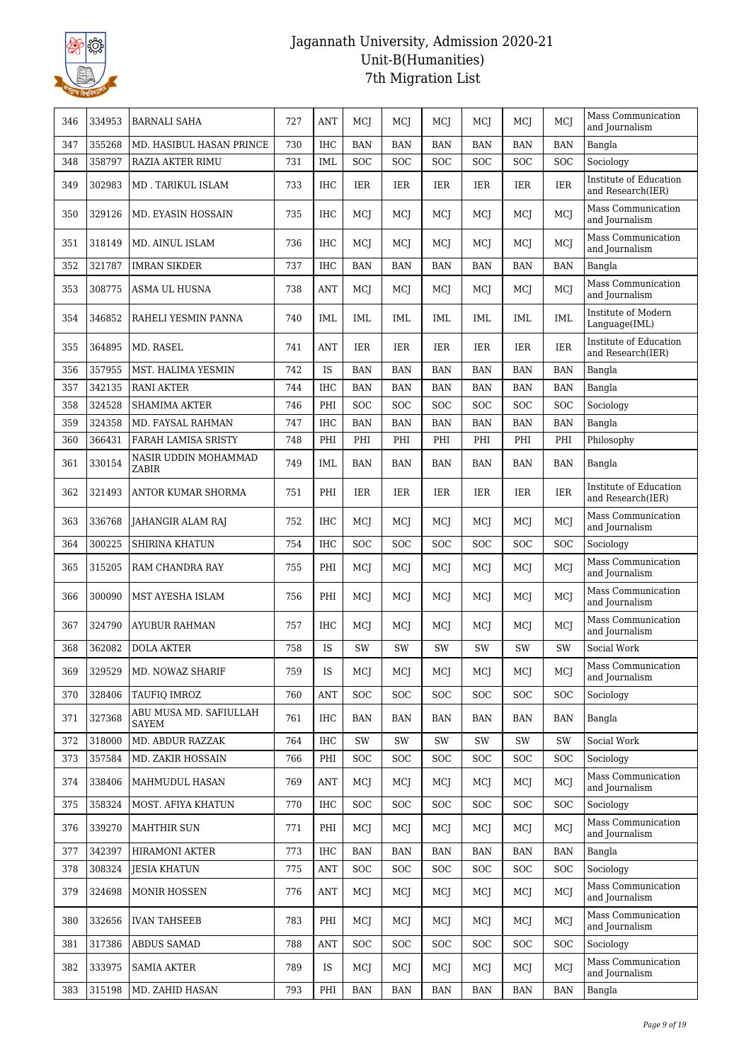| 346 | 334953 | BARNALI SAHA | 727 | ANT | MCJ | MCJ | MCJ | MCJ | MCJ | MCJ | Mass Communication and Journalism |
|---|---|---|---|---|---|---|---|---|---|---|---|
| 347 | 355268 | MD. HASIBUL HASAN PRINCE | 730 | IHC | BAN | BAN | BAN | BAN | BAN | BAN | Bangla |
| 348 | 358797 | RAZIA AKTER RIMU | 731 | IML | SOC | SOC | SOC | SOC | SOC | SOC | Sociology |
| 349 | 302983 | MD . TARIKUL ISLAM | 733 | IHC | IER | IER | IER | IER | IER | IER | Institute of Education and Research(IER) |
| 350 | 329126 | MD. EYASIN HOSSAIN | 735 | IHC | MCJ | MCJ | MCJ | MCJ | MCJ | MCJ | Mass Communication and Journalism |
| 351 | 318149 | MD. AINUL ISLAM | 736 | IHC | MCJ | MCJ | MCJ | MCJ | MCJ | MCJ | Mass Communication and Journalism |
| 352 | 321787 | IMRAN SIKDER | 737 | IHC | BAN | BAN | BAN | BAN | BAN | BAN | Bangla |
| 353 | 308775 | ASMA UL HUSNA | 738 | ANT | MCJ | MCJ | MCJ | MCJ | MCJ | MCJ | Mass Communication and Journalism |
| 354 | 346852 | RAHELI YESMIN PANNA | 740 | IML | IML | IML | IML | IML | IML | IML | Institute of Modern Language(IML) |
| 355 | 364895 | MD. RASEL | 741 | ANT | IER | IER | IER | IER | IER | IER | Institute of Education and Research(IER) |
| 356 | 357955 | MST. HALIMA YESMIN | 742 | IS | BAN | BAN | BAN | BAN | BAN | BAN | Bangla |
| 357 | 342135 | RANI AKTER | 744 | IHC | BAN | BAN | BAN | BAN | BAN | BAN | Bangla |
| 358 | 324528 | SHAMIMA AKTER | 746 | PHI | SOC | SOC | SOC | SOC | SOC | SOC | Sociology |
| 359 | 324358 | MD. FAYSAL RAHMAN | 747 | IHC | BAN | BAN | BAN | BAN | BAN | BAN | Bangla |
| 360 | 366431 | FARAH LAMISA SRISTY | 748 | PHI | PHI | PHI | PHI | PHI | PHI | PHI | Philosophy |
| 361 | 330154 | NASIR UDDIN MOHAMMAD ZABIR | 749 | IML | BAN | BAN | BAN | BAN | BAN | BAN | Bangla |
| 362 | 321493 | ANTOR KUMAR SHORMA | 751 | PHI | IER | IER | IER | IER | IER | IER | Institute of Education and Research(IER) |
| 363 | 336768 | JAHANGIR ALAM RAJ | 752 | IHC | MCJ | MCJ | MCJ | MCJ | MCJ | MCJ | Mass Communication and Journalism |
| 364 | 300225 | SHIRINA KHATUN | 754 | IHC | SOC | SOC | SOC | SOC | SOC | SOC | Sociology |
| 365 | 315205 | RAM CHANDRA RAY | 755 | PHI | MCJ | MCJ | MCJ | MCJ | MCJ | MCJ | Mass Communication and Journalism |
| 366 | 300090 | MST AYESHA ISLAM | 756 | PHI | MCJ | MCJ | MCJ | MCJ | MCJ | MCJ | Mass Communication and Journalism |
| 367 | 324790 | AYUBUR RAHMAN | 757 | IHC | MCJ | MCJ | MCJ | MCJ | MCJ | MCJ | Mass Communication and Journalism |
| 368 | 362082 | DOLA AKTER | 758 | IS | SW | SW | SW | SW | SW | SW | Social Work |
| 369 | 329529 | MD. NOWAZ SHARIF | 759 | IS | MCJ | MCJ | MCJ | MCJ | MCJ | MCJ | Mass Communication and Journalism |
| 370 | 328406 | TAUFIQ IMROZ | 760 | ANT | SOC | SOC | SOC | SOC | SOC | SOC | Sociology |
| 371 | 327368 | ABU MUSA MD. SAFIULLAH SAYEM | 761 | IHC | BAN | BAN | BAN | BAN | BAN | BAN | Bangla |
| 372 | 318000 | MD. ABDUR RAZZAK | 764 | IHC | SW | SW | SW | SW | SW | SW | Social Work |
| 373 | 357584 | MD. ZAKIR HOSSAIN | 766 | PHI | SOC | SOC | SOC | SOC | SOC | SOC | Sociology |
| 374 | 338406 | MAHMUDUL HASAN | 769 | ANT | MCJ | MCJ | MCJ | MCJ | MCJ | MCJ | Mass Communication and Journalism |
| 375 | 358324 | MOST. AFIYA KHATUN | 770 | IHC | SOC | SOC | SOC | SOC | SOC | SOC | Sociology |
| 376 | 339270 | MAHTHIR SUN | 771 | PHI | MCJ | MCJ | MCJ | MCJ | MCJ | MCJ | Mass Communication and Journalism |
| 377 | 342397 | HIRAMONI AKTER | 773 | IHC | BAN | BAN | BAN | BAN | BAN | BAN | Bangla |
| 378 | 308324 | JESIA KHATUN | 775 | ANT | SOC | SOC | SOC | SOC | SOC | SOC | Sociology |
| 379 | 324698 | MONIR HOSSEN | 776 | ANT | MCJ | MCJ | MCJ | MCJ | MCJ | MCJ | Mass Communication and Journalism |
| 380 | 332656 | IVAN TAHSEEB | 783 | PHI | MCJ | MCJ | MCJ | MCJ | MCJ | MCJ | Mass Communication and Journalism |
| 381 | 317386 | ABDUS SAMAD | 788 | ANT | SOC | SOC | SOC | SOC | SOC | SOC | Sociology |
| 382 | 333975 | SAMIA AKTER | 789 | IS | MCJ | MCJ | MCJ | MCJ | MCJ | MCJ | Mass Communication and Journalism |
| 383 | 315198 | MD. ZAHID HASAN | 793 | PHI | BAN | BAN | BAN | BAN | BAN | BAN | Bangla |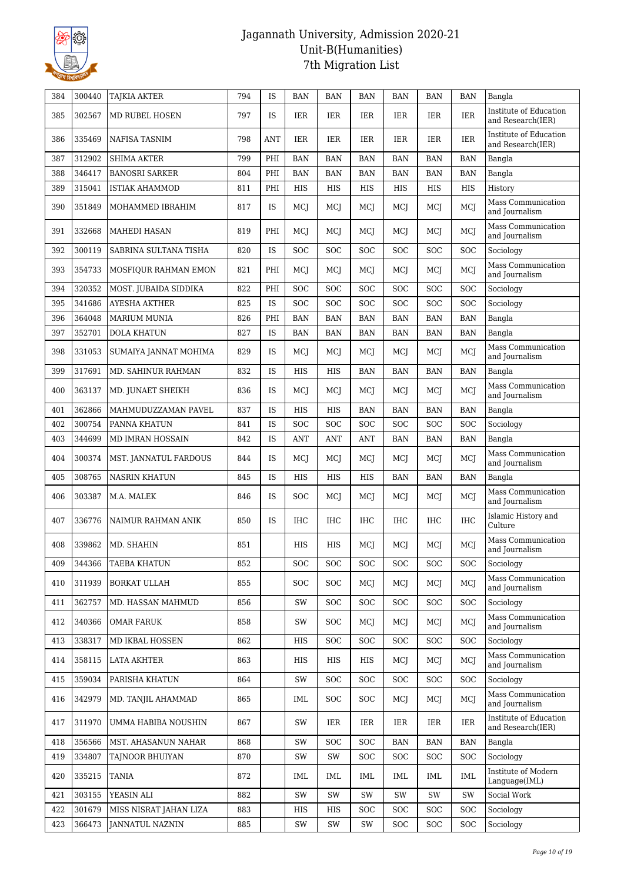# Jagannath University, Admission 2020-21
## Unit-B(Humanities)
## 7th Migration List

| 384 | 300440 | TAJKIA AKTER | 794 | IS | BAN | BAN | BAN | BAN | BAN | BAN | Bangla |
|---|---|---|---|---|---|---|---|---|---|---|---|
| 385 | 302567 | MD RUBEL HOSEN | 797 | IS | IER | IER | IER | IER | IER | IER | Institute of Education and Research(IER) |
| 386 | 335469 | NAFISA TASNIM | 798 | ANT | IER | IER | IER | IER | IER | IER | Institute of Education and Research(IER) |
| 387 | 312902 | SHIMA AKTER | 799 | PHI | BAN | BAN | BAN | BAN | BAN | BAN | Bangla |
| 388 | 346417 | BANOSRI SARKER | 804 | PHI | BAN | BAN | BAN | BAN | BAN | BAN | Bangla |
| 389 | 315041 | ISTIAK AHAMMOD | 811 | PHI | HIS | HIS | HIS | HIS | HIS | HIS | History |
| 390 | 351849 | MOHAMMED IBRAHIM | 817 | IS | MCJ | MCJ | MCJ | MCJ | MCJ | MCJ | Mass Communication and Journalism |
| 391 | 332668 | MAHEDI HASAN | 819 | PHI | MCJ | MCJ | MCJ | MCJ | MCJ | MCJ | Mass Communication and Journalism |
| 392 | 300119 | SABRINA SULTANA TISHA | 820 | IS | SOC | SOC | SOC | SOC | SOC | SOC | Sociology |
| 393 | 354733 | MOSFIQUR RAHMAN EMON | 821 | PHI | MCJ | MCJ | MCJ | MCJ | MCJ | MCJ | Mass Communication and Journalism |
| 394 | 320352 | MOST. JUBAIDA SIDDIKA | 822 | PHI | SOC | SOC | SOC | SOC | SOC | SOC | Sociology |
| 395 | 341686 | AYESHA AKTHER | 825 | IS | SOC | SOC | SOC | SOC | SOC | SOC | Sociology |
| 396 | 364048 | MARIUM MUNIA | 826 | PHI | BAN | BAN | BAN | BAN | BAN | BAN | Bangla |
| 397 | 352701 | DOLA KHATUN | 827 | IS | BAN | BAN | BAN | BAN | BAN | BAN | Bangla |
| 398 | 331053 | SUMAIYA JANNAT MOHIMA | 829 | IS | MCJ | MCJ | MCJ | MCJ | MCJ | MCJ | Mass Communication and Journalism |
| 399 | 317691 | MD. SAHINUR RAHMAN | 832 | IS | HIS | HIS | BAN | BAN | BAN | BAN | Bangla |
| 400 | 363137 | MD. JUNAET SHEIKH | 836 | IS | MCJ | MCJ | MCJ | MCJ | MCJ | MCJ | Mass Communication and Journalism |
| 401 | 362866 | MAHMUDUZZAMAN PAVEL | 837 | IS | HIS | HIS | BAN | BAN | BAN | BAN | Bangla |
| 402 | 300754 | PANNA KHATUN | 841 | IS | SOC | SOC | SOC | SOC | SOC | SOC | Sociology |
| 403 | 344699 | MD IMRAN HOSSAIN | 842 | IS | ANT | ANT | ANT | BAN | BAN | BAN | Bangla |
| 404 | 300374 | MST. JANNATUL FARDOUS | 844 | IS | MCJ | MCJ | MCJ | MCJ | MCJ | MCJ | Mass Communication and Journalism |
| 405 | 308765 | NASRIN KHATUN | 845 | IS | HIS | HIS | HIS | BAN | BAN | BAN | Bangla |
| 406 | 303387 | M.A. MALEK | 846 | IS | SOC | MCJ | MCJ | MCJ | MCJ | MCJ | Mass Communication and Journalism |
| 407 | 336776 | NAIMUR RAHMAN ANIK | 850 | IS | IHC | IHC | IHC | IHC | IHC | IHC | Islamic History and Culture |
| 408 | 339862 | MD. SHAHIN | 851 | | HIS | HIS | MCJ | MCJ | MCJ | MCJ | Mass Communication and Journalism |
| 409 | 344366 | TAEBA KHATUN | 852 | | SOC | SOC | SOC | SOC | SOC | SOC | Sociology |
| 410 | 311939 | BORKAT ULLAH | 855 | | SOC | SOC | MCJ | MCJ | MCJ | MCJ | Mass Communication and Journalism |
| 411 | 362757 | MD. HASSAN MAHMUD | 856 | | SW | SOC | SOC | SOC | SOC | SOC | Sociology |
| 412 | 340366 | OMAR FARUK | 858 | | SW | SOC | MCJ | MCJ | MCJ | MCJ | Mass Communication and Journalism |
| 413 | 338317 | MD IKBAL HOSSEN | 862 | | HIS | SOC | SOC | SOC | SOC | SOC | Sociology |
| 414 | 358115 | LATA AKHTER | 863 | | HIS | HIS | HIS | MCJ | MCJ | MCJ | Mass Communication and Journalism |
| 415 | 359034 | PARISHA KHATUN | 864 | | SW | SOC | SOC | SOC | SOC | SOC | Sociology |
| 416 | 342979 | MD. TANJIL AHAMMAD | 865 | | IML | SOC | SOC | MCJ | MCJ | MCJ | Mass Communication and Journalism |
| 417 | 311970 | UMMA HABIBA NOUSHIN | 867 | | SW | IER | IER | IER | IER | IER | Institute of Education and Research(IER) |
| 418 | 356566 | MST. AHASANUN NAHAR | 868 | | SW | SOC | SOC | BAN | BAN | BAN | Bangla |
| 419 | 334807 | TAJNOOR BHUIYAN | 870 | | SW | SW | SOC | SOC | SOC | SOC | Sociology |
| 420 | 335215 | TANIA | 872 | | IML | IML | IML | IML | IML | IML | Institute of Modern Language(IML) |
| 421 | 303155 | YEASIN ALI | 882 | | SW | SW | SW | SW | SW | SW | Social Work |
| 422 | 301679 | MISS NISRAT JAHAN LIZA | 883 | | HIS | HIS | SOC | SOC | SOC | SOC | Sociology |
| 423 | 366473 | JANNATUL NAZNIN | 885 | | SW | SW | SW | SOC | SOC | SOC | Sociology |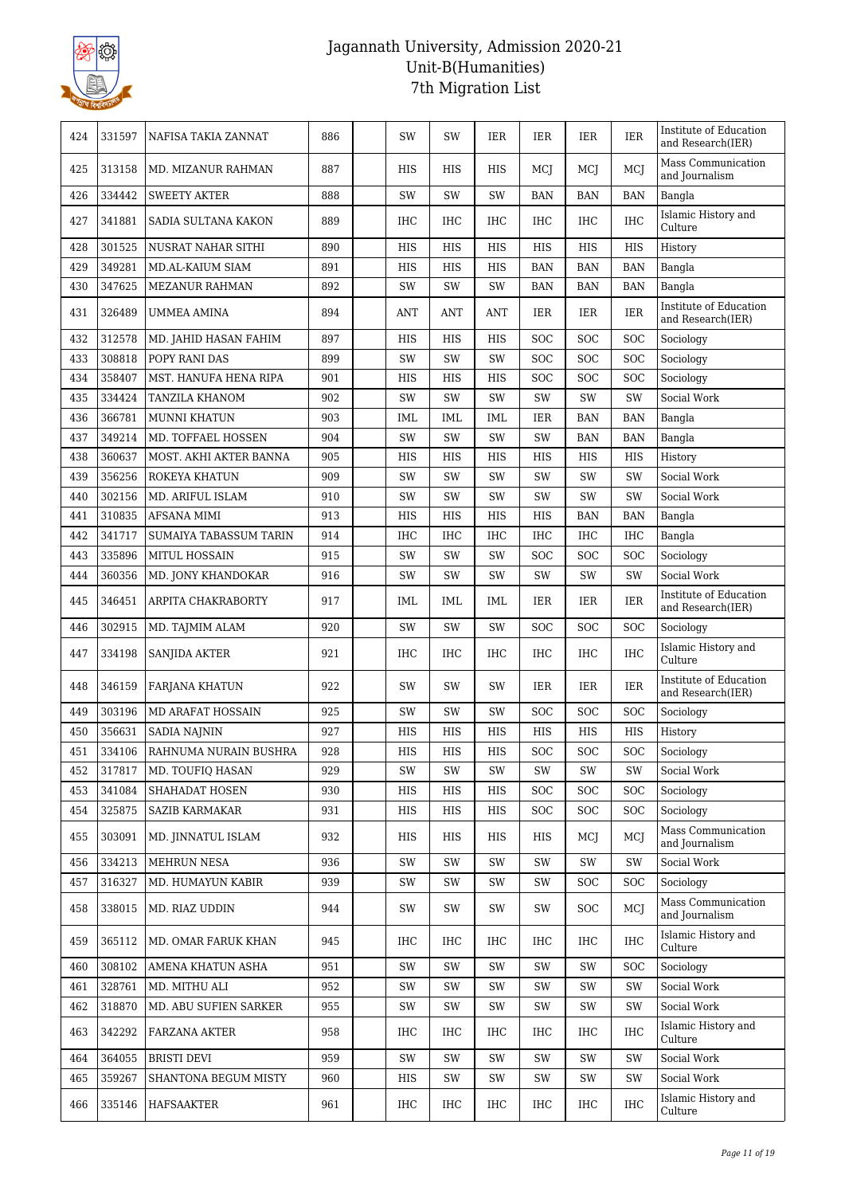# Jagannath University, Admission 2020-21
## Unit-B(Humanities)
## 7th Migration List

| | | | | | | | | | | | |
|---|---|---|---|---|---|---|---|---|---|---|---|
| 424 | 331597 | NAFISA TAKIA ZANNAT | 886 | | SW | SW | IER | IER | IER | IER | Institute of Education and Research(IER) |
| 425 | 313158 | MD. MIZANUR RAHMAN | 887 | | HIS | HIS | HIS | MCJ | MCJ | MCJ | Mass Communication and Journalism |
| 426 | 334442 | SWEETY AKTER | 888 | | SW | SW | SW | BAN | BAN | BAN | Bangla |
| 427 | 341881 | SADIA SULTANA KAKON | 889 | | IHC | IHC | IHC | IHC | IHC | IHC | Islamic History and Culture |
| 428 | 301525 | NUSRAT NAHAR SITHI | 890 | | HIS | HIS | HIS | HIS | HIS | HIS | History |
| 429 | 349281 | MD.AL-KAIUM SIAM | 891 | | HIS | HIS | HIS | BAN | BAN | BAN | Bangla |
| 430 | 347625 | MEZANUR RAHMAN | 892 | | SW | SW | SW | BAN | BAN | BAN | Bangla |
| 431 | 326489 | UMMEA AMINA | 894 | | ANT | ANT | ANT | IER | IER | IER | Institute of Education and Research(IER) |
| 432 | 312578 | MD. JAHID HASAN FAHIM | 897 | | HIS | HIS | HIS | SOC | SOC | SOC | Sociology |
| 433 | 308818 | POPY RANI DAS | 899 | | SW | SW | SW | SOC | SOC | SOC | Sociology |
| 434 | 358407 | MST. HANUFA HENA RIPA | 901 | | HIS | HIS | HIS | SOC | SOC | SOC | Sociology |
| 435 | 334424 | TANZILA KHANOM | 902 | | SW | SW | SW | SW | SW | SW | Social Work |
| 436 | 366781 | MUNNI KHATUN | 903 | | IML | IML | IML | IER | BAN | BAN | Bangla |
| 437 | 349214 | MD. TOFFAEL HOSSEN | 904 | | SW | SW | SW | SW | BAN | BAN | Bangla |
| 438 | 360637 | MOST. AKHI AKTER BANNA | 905 | | HIS | HIS | HIS | HIS | HIS | HIS | History |
| 439 | 356256 | ROKEYA KHATUN | 909 | | SW | SW | SW | SW | SW | SW | Social Work |
| 440 | 302156 | MD. ARIFUL ISLAM | 910 | | SW | SW | SW | SW | SW | SW | Social Work |
| 441 | 310835 | AFSANA MIMI | 913 | | HIS | HIS | HIS | HIS | BAN | BAN | Bangla |
| 442 | 341717 | SUMAIYA TABASSUM TARIN | 914 | | IHC | IHC | IHC | IHC | IHC | IHC | Bangla |
| 443 | 335896 | MITUL HOSSAIN | 915 | | SW | SW | SW | SOC | SOC | SOC | Sociology |
| 444 | 360356 | MD. JONY KHANDOKAR | 916 | | SW | SW | SW | SW | SW | SW | Social Work |
| 445 | 346451 | ARPITA CHAKRABORTY | 917 | | IML | IML | IML | IER | IER | IER | Institute of Education and Research(IER) |
| 446 | 302915 | MD. TAJMIM ALAM | 920 | | SW | SW | SW | SOC | SOC | SOC | Sociology |
| 447 | 334198 | SANJIDA AKTER | 921 | | IHC | IHC | IHC | IHC | IHC | IHC | Islamic History and Culture |
| 448 | 346159 | FARJANA KHATUN | 922 | | SW | SW | SW | IER | IER | IER | Institute of Education and Research(IER) |
| 449 | 303196 | MD ARAFAT HOSSAIN | 925 | | SW | SW | SW | SOC | SOC | SOC | Sociology |
| 450 | 356631 | SADIA NAJNIN | 927 | | HIS | HIS | HIS | HIS | HIS | HIS | History |
| 451 | 334106 | RAHNUMA NURAIN BUSHRA | 928 | | HIS | HIS | HIS | SOC | SOC | SOC | Sociology |
| 452 | 317817 | MD. TOUFIQ HASAN | 929 | | SW | SW | SW | SW | SW | SW | Social Work |
| 453 | 341084 | SHAHADAT HOSEN | 930 | | HIS | HIS | HIS | SOC | SOC | SOC | Sociology |
| 454 | 325875 | SAZIB KARMAKAR | 931 | | HIS | HIS | HIS | SOC | SOC | SOC | Sociology |
| 455 | 303091 | MD. JINNATUL ISLAM | 932 | | HIS | HIS | HIS | HIS | MCJ | MCJ | Mass Communication and Journalism |
| 456 | 334213 | MEHRUN NESA | 936 | | SW | SW | SW | SW | SW | SW | Social Work |
| 457 | 316327 | MD. HUMAYUN KABIR | 939 | | SW | SW | SW | SW | SOC | SOC | Sociology |
| 458 | 338015 | MD. RIAZ UDDIN | 944 | | SW | SW | SW | SW | SOC | MCJ | Mass Communication and Journalism |
| 459 | 365112 | MD. OMAR FARUK KHAN | 945 | | IHC | IHC | IHC | IHC | IHC | IHC | Islamic History and Culture |
| 460 | 308102 | AMENA KHATUN ASHA | 951 | | SW | SW | SW | SW | SW | SOC | Sociology |
| 461 | 328761 | MD. MITHU ALI | 952 | | SW | SW | SW | SW | SW | SW | Social Work |
| 462 | 318870 | MD. ABU SUFIEN SARKER | 955 | | SW | SW | SW | SW | SW | SW | Social Work |
| 463 | 342292 | FARZANA AKTER | 958 | | IHC | IHC | IHC | IHC | IHC | IHC | Islamic History and Culture |
| 464 | 364055 | BRISTI DEVI | 959 | | SW | SW | SW | SW | SW | SW | Social Work |
| 465 | 359267 | SHANTONA BEGUM MISTY | 960 | | HIS | SW | SW | SW | SW | SW | Social Work |
| 466 | 335146 | HAFSAAKTER | 961 | | IHC | IHC | IHC | IHC | IHC | IHC | Islamic History and Culture |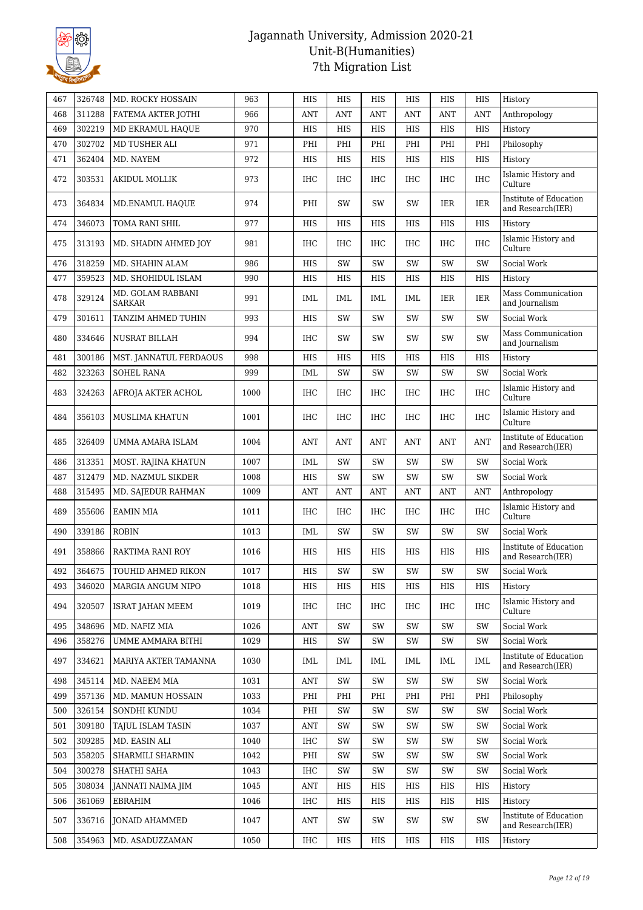# Jagannath University, Admission 2020-21
## Unit-B(Humanities)
## 7th Migration List

| 467 | 326748 | MD. ROCKY HOSSAIN | 963 | | HIS | HIS | HIS | HIS | HIS | HIS | History |
|---|---|---|---|---|---|---|---|---|---|---|---|
| 468 | 311288 | FATEMA AKTER JOTHI | 966 | | ANT | ANT | ANT | ANT | ANT | ANT | Anthropology |
| 469 | 302219 | MD EKRAMUL HAQUE | 970 | | HIS | HIS | HIS | HIS | HIS | HIS | History |
| 470 | 302702 | MD TUSHER ALI | 971 | | PHI | PHI | PHI | PHI | PHI | PHI | Philosophy |
| 471 | 362404 | MD. NAYEM | 972 | | HIS | HIS | HIS | HIS | HIS | HIS | History |
| 472 | 303531 | AKIDUL MOLLIK | 973 | | IHC | IHC | IHC | IHC | IHC | IHC | Islamic History and Culture |
| 473 | 364834 | MD.ENAMUL HAQUE | 974 | | PHI | SW | SW | SW | IER | IER | Institute of Education and Research(IER) |
| 474 | 346073 | TOMA RANI SHIL | 977 | | HIS | HIS | HIS | HIS | HIS | HIS | History |
| 475 | 313193 | MD. SHADIN AHMED JOY | 981 | | IHC | IHC | IHC | IHC | IHC | IHC | Islamic History and Culture |
| 476 | 318259 | MD. SHAHIN ALAM | 986 | | HIS | SW | SW | SW | SW | SW | Social Work |
| 477 | 359523 | MD. SHOHIDUL ISLAM | 990 | | HIS | HIS | HIS | HIS | HIS | HIS | History |
| 478 | 329124 | MD. GOLAM RABBANI SARKAR | 991 | | IML | IML | IML | IML | IER | IER | Mass Communication and Journalism |
| 479 | 301611 | TANZIM AHMED TUHIN | 993 | | HIS | SW | SW | SW | SW | SW | Social Work |
| 480 | 334646 | NUSRAT BILLAH | 994 | | IHC | SW | SW | SW | SW | SW | Mass Communication and Journalism |
| 481 | 300186 | MST. JANNATUL FERDAOUS | 998 | | HIS | HIS | HIS | HIS | HIS | HIS | History |
| 482 | 323263 | SOHEL RANA | 999 | | IML | SW | SW | SW | SW | SW | Social Work |
| 483 | 324263 | AFROJA AKTER ACHOL | 1000 | | IHC | IHC | IHC | IHC | IHC | IHC | Islamic History and Culture |
| 484 | 356103 | MUSLIMA KHATUN | 1001 | | IHC | IHC | IHC | IHC | IHC | IHC | Islamic History and Culture |
| 485 | 326409 | UMMA AMARA ISLAM | 1004 | | ANT | ANT | ANT | ANT | ANT | ANT | Institute of Education and Research(IER) |
| 486 | 313351 | MOST. RAJINA KHATUN | 1007 | | IML | SW | SW | SW | SW | SW | Social Work |
| 487 | 312479 | MD. NAZMUL SIKDER | 1008 | | HIS | SW | SW | SW | SW | SW | Social Work |
| 488 | 315495 | MD. SAJEDUR RAHMAN | 1009 | | ANT | ANT | ANT | ANT | ANT | ANT | Anthropology |
| 489 | 355606 | EAMIN MIA | 1011 | | IHC | IHC | IHC | IHC | IHC | IHC | Islamic History and Culture |
| 490 | 339186 | ROBIN | 1013 | | IML | SW | SW | SW | SW | SW | Social Work |
| 491 | 358866 | RAKTIMA RANI ROY | 1016 | | HIS | HIS | HIS | HIS | HIS | HIS | Institute of Education and Research(IER) |
| 492 | 364675 | TOUHID AHMED RIKON | 1017 | | HIS | SW | SW | SW | SW | SW | Social Work |
| 493 | 346020 | MARGIA ANGUM NIPO | 1018 | | HIS | HIS | HIS | HIS | HIS | HIS | History |
| 494 | 320507 | ISRAT JAHAN MEEM | 1019 | | IHC | IHC | IHC | IHC | IHC | IHC | Islamic History and Culture |
| 495 | 348696 | MD. NAFIZ MIA | 1026 | | ANT | SW | SW | SW | SW | SW | Social Work |
| 496 | 358276 | UMME AMMARA BITHI | 1029 | | HIS | SW | SW | SW | SW | SW | Social Work |
| 497 | 334621 | MARIYA AKTER TAMANNA | 1030 | | IML | IML | IML | IML | IML | IML | Institute of Education and Research(IER) |
| 498 | 345114 | MD. NAEEM MIA | 1031 | | ANT | SW | SW | SW | SW | SW | Social Work |
| 499 | 357136 | MD. MAMUN HOSSAIN | 1033 | | PHI | PHI | PHI | PHI | PHI | PHI | Philosophy |
| 500 | 326154 | SONDHI KUNDU | 1034 | | PHI | SW | SW | SW | SW | SW | Social Work |
| 501 | 309180 | TAJUL ISLAM TASIN | 1037 | | ANT | SW | SW | SW | SW | SW | Social Work |
| 502 | 309285 | MD. EASIN ALI | 1040 | | IHC | SW | SW | SW | SW | SW | Social Work |
| 503 | 358205 | SHARMILI SHARMIN | 1042 | | PHI | SW | SW | SW | SW | SW | Social Work |
| 504 | 300278 | SHATHI SAHA | 1043 | | IHC | SW | SW | SW | SW | SW | Social Work |
| 505 | 308034 | JANNATI NAIMA JIM | 1045 | | ANT | HIS | HIS | HIS | HIS | HIS | History |
| 506 | 361069 | EBRAHIM | 1046 | | IHC | HIS | HIS | HIS | HIS | HIS | History |
| 507 | 336716 | JONAID AHAMMED | 1047 | | ANT | SW | SW | SW | SW | SW | Institute of Education and Research(IER) |
| 508 | 354963 | MD. ASADUZZAMAN | 1050 | | IHC | HIS | HIS | HIS | HIS | HIS | History |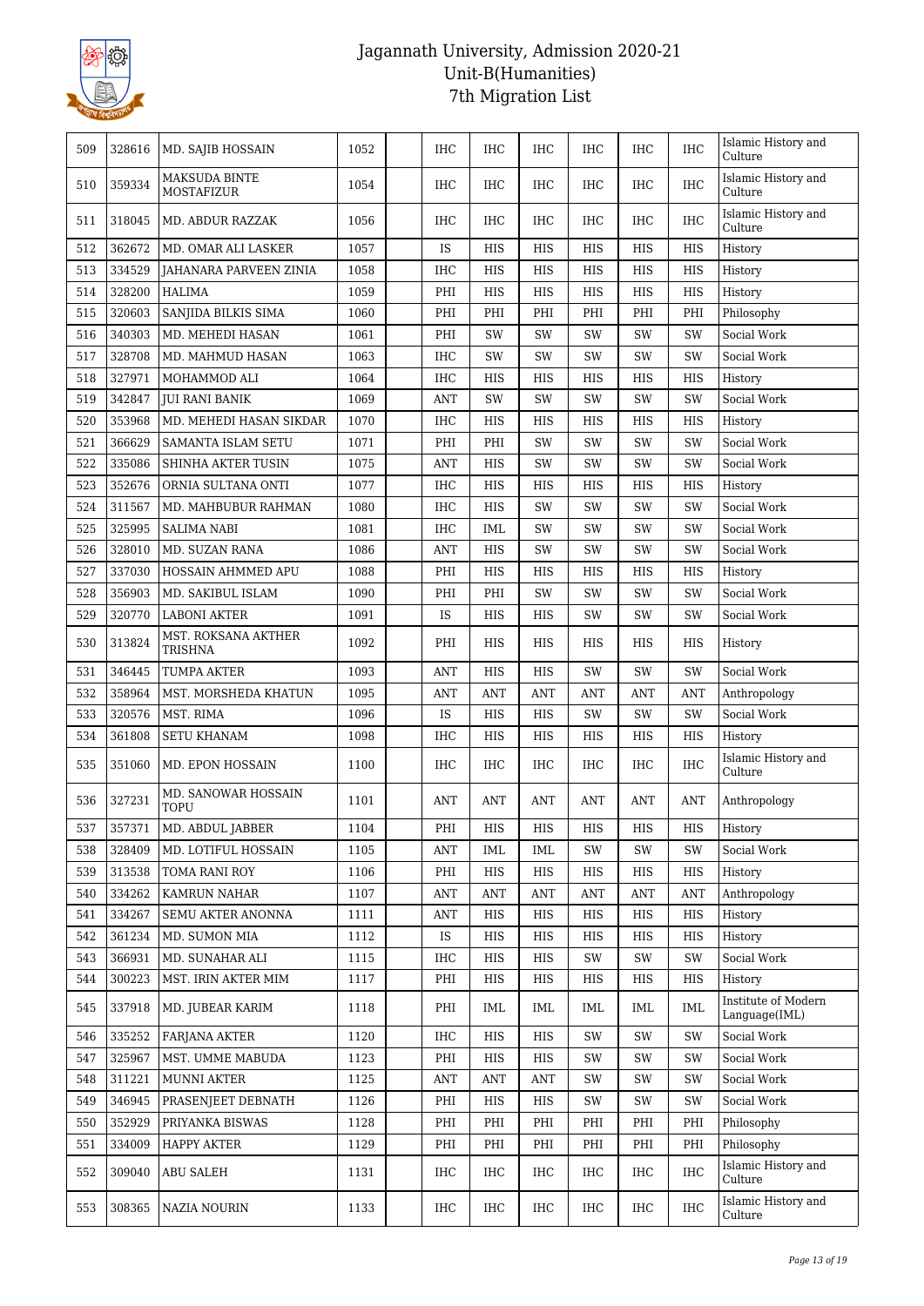# Jagannath University, Admission 2020-21
## Unit-B(Humanities)
## 7th Migration List

| | | | | | | | | | | | |
|---|---|---|---|---|---|---|---|---|---|---|---|
| 509 | 328616 | MD. SAJIB HOSSAIN | 1052 | | IHC | IHC | IHC | IHC | IHC | IHC | Islamic History and Culture |
| 510 | 359334 | MAKSUDA BINTE MOSTAFIZUR | 1054 | | IHC | IHC | IHC | IHC | IHC | IHC | Islamic History and Culture |
| 511 | 318045 | MD. ABDUR RAZZAK | 1056 | | IHC | IHC | IHC | IHC | IHC | IHC | Islamic History and Culture |
| 512 | 362672 | MD. OMAR ALI LASKER | 1057 | | IS | HIS | HIS | HIS | HIS | HIS | History |
| 513 | 334529 | JAHANARA PARVEEN ZINIA | 1058 | | IHC | HIS | HIS | HIS | HIS | HIS | History |
| 514 | 328200 | HALIMA | 1059 | | PHI | HIS | HIS | HIS | HIS | HIS | History |
| 515 | 320603 | SANJIDA BILKIS SIMA | 1060 | | PHI | PHI | PHI | PHI | PHI | PHI | Philosophy |
| 516 | 340303 | MD. MEHEDI HASAN | 1061 | | PHI | SW | SW | SW | SW | SW | Social Work |
| 517 | 328708 | MD. MAHMUD HASAN | 1063 | | IHC | SW | SW | SW | SW | SW | Social Work |
| 518 | 327971 | MOHAMMOD ALI | 1064 | | IHC | HIS | HIS | HIS | HIS | HIS | History |
| 519 | 342847 | JUI RANI BANIK | 1069 | | ANT | SW | SW | SW | SW | SW | Social Work |
| 520 | 353968 | MD. MEHEDI HASAN SIKDAR | 1070 | | IHC | HIS | HIS | HIS | HIS | HIS | History |
| 521 | 366629 | SAMANTA ISLAM SETU | 1071 | | PHI | PHI | SW | SW | SW | SW | Social Work |
| 522 | 335086 | SHINHA AKTER TUSIN | 1075 | | ANT | HIS | SW | SW | SW | SW | Social Work |
| 523 | 352676 | ORNIA SULTANA ONTI | 1077 | | IHC | HIS | HIS | HIS | HIS | HIS | History |
| 524 | 311567 | MD. MAHBUBUR RAHMAN | 1080 | | IHC | HIS | SW | SW | SW | SW | Social Work |
| 525 | 325995 | SALIMA NABI | 1081 | | IHC | IML | SW | SW | SW | SW | Social Work |
| 526 | 328010 | MD. SUZAN RANA | 1086 | | ANT | HIS | SW | SW | SW | SW | Social Work |
| 527 | 337030 | HOSSAIN AHMMED APU | 1088 | | PHI | HIS | HIS | HIS | HIS | HIS | History |
| 528 | 356903 | MD. SAKIBUL ISLAM | 1090 | | PHI | PHI | SW | SW | SW | SW | Social Work |
| 529 | 320770 | LABONI AKTER | 1091 | | IS | HIS | HIS | SW | SW | SW | Social Work |
| 530 | 313824 | MST. ROKSANA AKTHER TRISHNA | 1092 | | PHI | HIS | HIS | HIS | HIS | HIS | History |
| 531 | 346445 | TUMPA AKTER | 1093 | | ANT | HIS | HIS | SW | SW | SW | Social Work |
| 532 | 358964 | MST. MORSHEDA KHATUN | 1095 | | ANT | ANT | ANT | ANT | ANT | ANT | Anthropology |
| 533 | 320576 | MST. RIMA | 1096 | | IS | HIS | HIS | SW | SW | SW | Social Work |
| 534 | 361808 | SETU KHANAM | 1098 | | IHC | HIS | HIS | HIS | HIS | HIS | History |
| 535 | 351060 | MD. EPON HOSSAIN | 1100 | | IHC | IHC | IHC | IHC | IHC | IHC | Islamic History and Culture |
| 536 | 327231 | MD. SANOWAR HOSSAIN TOPU | 1101 | | ANT | ANT | ANT | ANT | ANT | ANT | Anthropology |
| 537 | 357371 | MD. ABDUL JABBER | 1104 | | PHI | HIS | HIS | HIS | HIS | HIS | History |
| 538 | 328409 | MD. LOTIFUL HOSSAIN | 1105 | | ANT | IML | IML | SW | SW | SW | Social Work |
| 539 | 313538 | TOMA RANI ROY | 1106 | | PHI | HIS | HIS | HIS | HIS | HIS | History |
| 540 | 334262 | KAMRUN NAHAR | 1107 | | ANT | ANT | ANT | ANT | ANT | ANT | Anthropology |
| 541 | 334267 | SEMU AKTER ANONNA | 1111 | | ANT | HIS | HIS | HIS | HIS | HIS | History |
| 542 | 361234 | MD. SUMON MIA | 1112 | | IS | HIS | HIS | HIS | HIS | HIS | History |
| 543 | 366931 | MD. SUNAHAR ALI | 1115 | | IHC | HIS | HIS | SW | SW | SW | Social Work |
| 544 | 300223 | MST. IRIN AKTER MIM | 1117 | | PHI | HIS | HIS | HIS | HIS | HIS | History |
| 545 | 337918 | MD. JUBEAR KARIM | 1118 | | PHI | IML | IML | IML | IML | IML | Institute of Modern Language(IML) |
| 546 | 335252 | FARJANA AKTER | 1120 | | IHC | HIS | HIS | SW | SW | SW | Social Work |
| 547 | 325967 | MST. UMME MABUDA | 1123 | | PHI | HIS | HIS | SW | SW | SW | Social Work |
| 548 | 311221 | MUNNI AKTER | 1125 | | ANT | ANT | ANT | SW | SW | SW | Social Work |
| 549 | 346945 | PRASENJEET DEBNATH | 1126 | | PHI | HIS | HIS | SW | SW | SW | Social Work |
| 550 | 352929 | PRIYANKA BISWAS | 1128 | | PHI | PHI | PHI | PHI | PHI | PHI | Philosophy |
| 551 | 334009 | HAPPY AKTER | 1129 | | PHI | PHI | PHI | PHI | PHI | PHI | Philosophy |
| 552 | 309040 | ABU SALEH | 1131 | | IHC | IHC | IHC | IHC | IHC | IHC | Islamic History and Culture |
| 553 | 308365 | NAZIA NOURIN | 1133 | | IHC | IHC | IHC | IHC | IHC | IHC | Islamic History and Culture |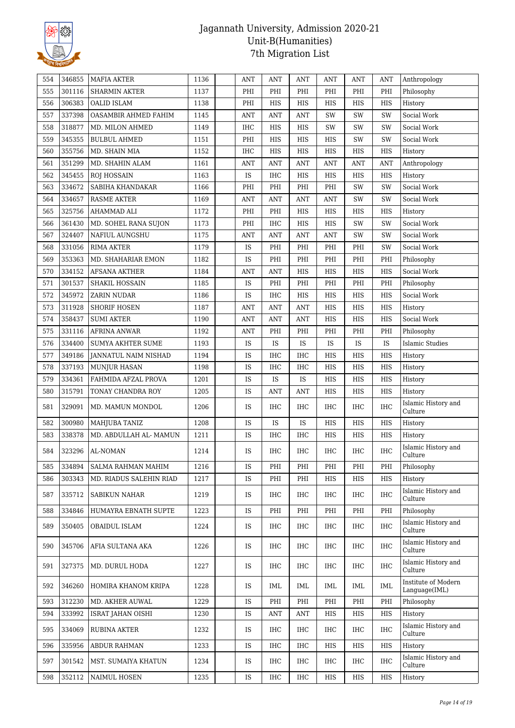| 554 | 346855 | MAFIA AKTER | 1136 | | ANT | ANT | ANT | ANT | ANT | ANT | Anthropology |
|---|---|---|---|---|---|---|---|---|---|---|---|
| 555 | 301116 | SHARMIN AKTER | 1137 | | PHI | PHI | PHI | PHI | PHI | PHI | Philosophy |
| 556 | 306383 | OALID ISLAM | 1138 | | PHI | HIS | HIS | HIS | HIS | HIS | History |
| 557 | 337398 | OASAMBIR AHMED FAHIM | 1145 | | ANT | ANT | ANT | SW | SW | SW | Social Work |
| 558 | 318877 | MD. MILON AHMED | 1149 | | IHC | HIS | HIS | SW | SW | SW | Social Work |
| 559 | 345355 | BULBUL AHMED | 1151 | | PHI | HIS | HIS | HIS | SW | SW | Social Work |
| 560 | 355756 | MD. SHAIN MIA | 1152 | | IHC | HIS | HIS | HIS | HIS | HIS | History |
| 561 | 351299 | MD. SHAHIN ALAM | 1161 | | ANT | ANT | ANT | ANT | ANT | ANT | Anthropology |
| 562 | 345455 | ROJ HOSSAIN | 1163 | | IS | IHC | HIS | HIS | HIS | HIS | History |
| 563 | 334672 | SABIHA KHANDAKAR | 1166 | | PHI | PHI | PHI | PHI | SW | SW | Social Work |
| 564 | 334657 | RASME AKTER | 1169 | | ANT | ANT | ANT | ANT | SW | SW | Social Work |
| 565 | 325756 | AHAMMAD ALI | 1172 | | PHI | PHI | HIS | HIS | HIS | HIS | History |
| 566 | 361430 | MD. SOHEL RANA SUJON | 1173 | | PHI | IHC | HIS | HIS | SW | SW | Social Work |
| 567 | 324407 | NAFIUL AUNGSHU | 1175 | | ANT | ANT | ANT | ANT | SW | SW | Social Work |
| 568 | 331056 | RIMA AKTER | 1179 | | IS | PHI | PHI | PHI | PHI | SW | Social Work |
| 569 | 353363 | MD. SHAHARIAR EMON | 1182 | | IS | PHI | PHI | PHI | PHI | PHI | Philosophy |
| 570 | 334152 | AFSANA AKTHER | 1184 | | ANT | ANT | HIS | HIS | HIS | HIS | Social Work |
| 571 | 301537 | SHAKIL HOSSAIN | 1185 | | IS | PHI | PHI | PHI | PHI | PHI | Philosophy |
| 572 | 345972 | ZARIN NUDAR | 1186 | | IS | IHC | HIS | HIS | HIS | HIS | Social Work |
| 573 | 311928 | SHORIF HOSEN | 1187 | | ANT | ANT | ANT | HIS | HIS | HIS | History |
| 574 | 358437 | SUMI AKTER | 1190 | | ANT | ANT | ANT | HIS | HIS | HIS | Social Work |
| 575 | 331116 | AFRINA ANWAR | 1192 | | ANT | PHI | PHI | PHI | PHI | PHI | Philosophy |
| 576 | 334400 | SUMYA AKHTER SUME | 1193 | | IS | IS | IS | IS | IS | IS | Islamic Studies |
| 577 | 349186 | JANNATUL NAIM NISHAD | 1194 | | IS | IHC | IHC | HIS | HIS | HIS | History |
| 578 | 337193 | MUNJUR HASAN | 1198 | | IS | IHC | IHC | HIS | HIS | HIS | History |
| 579 | 334361 | FAHMIDA AFZAL PROVA | 1201 | | IS | IS | IS | HIS | HIS | HIS | History |
| 580 | 315791 | TONAY CHANDRA ROY | 1205 | | IS | ANT | ANT | HIS | HIS | HIS | History |
| 581 | 329091 | MD. MAMUN MONDOL | 1206 | | IS | IHC | IHC | IHC | IHC | IHC | Islamic History and Culture |
| 582 | 300980 | MAHJUBA TANIZ | 1208 | | IS | IS | IS | HIS | HIS | HIS | History |
| 583 | 338378 | MD. ABDULLAH AL- MAMUN | 1211 | | IS | IHC | IHC | HIS | HIS | HIS | History |
| 584 | 323296 | AL-NOMAN | 1214 | | IS | IHC | IHC | IHC | IHC | IHC | Islamic History and Culture |
| 585 | 334894 | SALMA RAHMAN MAHIM | 1216 | | IS | PHI | PHI | PHI | PHI | PHI | Philosophy |
| 586 | 303343 | MD. RIADUS SALEHIN RIAD | 1217 | | IS | PHI | PHI | HIS | HIS | HIS | History |
| 587 | 335712 | SABIKUN NAHAR | 1219 | | IS | IHC | IHC | IHC | IHC | IHC | Islamic History and Culture |
| 588 | 334846 | HUMAYRA EBNATH SUPTE | 1223 | | IS | PHI | PHI | PHI | PHI | PHI | Philosophy |
| 589 | 350405 | OBAIDUL ISLAM | 1224 | | IS | IHC | IHC | IHC | IHC | IHC | Islamic History and Culture |
| 590 | 345706 | AFIA SULTANA AKA | 1226 | | IS | IHC | IHC | IHC | IHC | IHC | Islamic History and Culture |
| 591 | 327375 | MD. DURUL HODA | 1227 | | IS | IHC | IHC | IHC | IHC | IHC | Islamic History and Culture |
| 592 | 346260 | HOMIRA KHANOM KRIPA | 1228 | | IS | IML | IML | IML | IML | IML | Institute of Modern Language(IML) |
| 593 | 312230 | MD. AKHER AUWAL | 1229 | | IS | PHI | PHI | PHI | PHI | PHI | Philosophy |
| 594 | 333992 | ISRAT JAHAN OISHI | 1230 | | IS | ANT | ANT | HIS | HIS | HIS | History |
| 595 | 334069 | RUBINA AKTER | 1232 | | IS | IHC | IHC | IHC | IHC | IHC | Islamic History and Culture |
| 596 | 335956 | ABDUR RAHMAN | 1233 | | IS | IHC | IHC | HIS | HIS | HIS | History |
| 597 | 301542 | MST. SUMAIYA KHATUN | 1234 | | IS | IHC | IHC | IHC | IHC | IHC | Islamic History and Culture |
| 598 | 352112 | NAIMUL HOSEN | 1235 | | IS | IHC | IHC | HIS | HIS | HIS | History |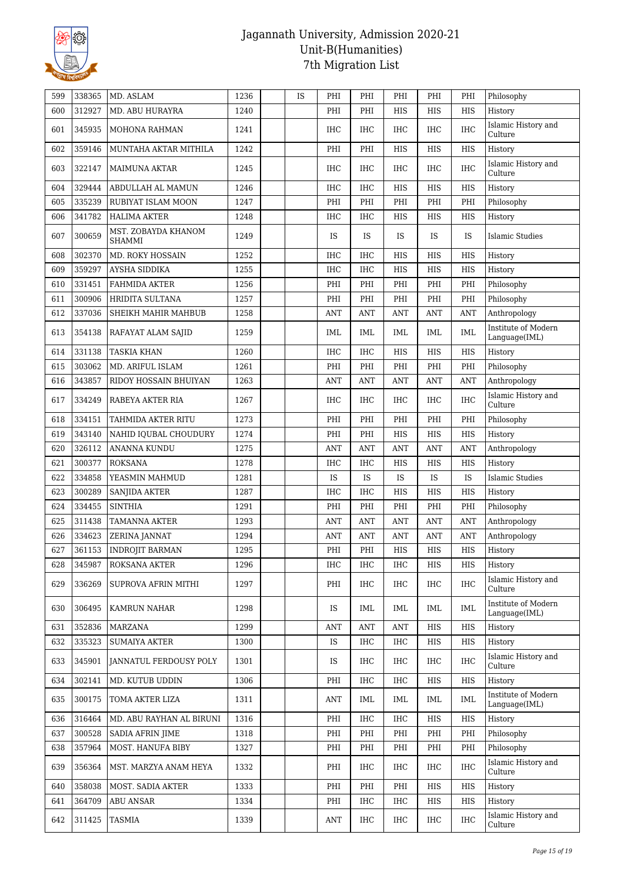# Jagannath University, Admission 2020-21
## Unit-B(Humanities)
### 7th Migration List

| | | | | | | | | | | | |
|---|---|---|---|---|---|---|---|---|---|---|---|
| 599 | 338365 | MD. ASLAM | 1236 | | IS | PHI | PHI | PHI | PHI | PHI | Philosophy |
| 600 | 312927 | MD. ABU HURAYRA | 1240 | | | PHI | PHI | HIS | HIS | HIS | History |
| 601 | 345935 | MOHONA RAHMAN | 1241 | | | IHC | IHC | IHC | IHC | IHC | Islamic History and Culture |
| 602 | 359146 | MUNTAHA AKTAR MITHILA | 1242 | | | PHI | PHI | HIS | HIS | HIS | History |
| 603 | 322147 | MAIMUNA AKTAR | 1245 | | | IHC | IHC | IHC | IHC | IHC | Islamic History and Culture |
| 604 | 329444 | ABDULLAH AL MAMUN | 1246 | | | IHC | IHC | HIS | HIS | HIS | History |
| 605 | 335239 | RUBIYAT ISLAM MOON | 1247 | | | PHI | PHI | PHI | PHI | PHI | Philosophy |
| 606 | 341782 | HALIMA AKTER | 1248 | | | IHC | IHC | HIS | HIS | HIS | History |
| 607 | 300659 | MST. ZOBAYDA KHANOM SHAMMI | 1249 | | | IS | IS | IS | IS | IS | Islamic Studies |
| 608 | 302370 | MD. ROKY HOSSAIN | 1252 | | | IHC | IHC | HIS | HIS | HIS | History |
| 609 | 359297 | AYSHA SIDDIKA | 1255 | | | IHC | IHC | HIS | HIS | HIS | History |
| 610 | 331451 | FAHMIDA AKTER | 1256 | | | PHI | PHI | PHI | PHI | PHI | Philosophy |
| 611 | 300906 | HRIDITA SULTANA | 1257 | | | PHI | PHI | PHI | PHI | PHI | Philosophy |
| 612 | 337036 | SHEIKH MAHIR MAHBUB | 1258 | | | ANT | ANT | ANT | ANT | ANT | Anthropology |
| 613 | 354138 | RAFAYAT ALAM SAJID | 1259 | | | IML | IML | IML | IML | IML | Institute of Modern Language(IML) |
| 614 | 331138 | TASKIA KHAN | 1260 | | | IHC | IHC | HIS | HIS | HIS | History |
| 615 | 303062 | MD. ARIFUL ISLAM | 1261 | | | PHI | PHI | PHI | PHI | PHI | Philosophy |
| 616 | 343857 | RIDOY HOSSAIN BHUIYAN | 1263 | | | ANT | ANT | ANT | ANT | ANT | Anthropology |
| 617 | 334249 | RABEYA AKTER RIA | 1267 | | | IHC | IHC | IHC | IHC | IHC | Islamic History and Culture |
| 618 | 334151 | TAHMIDA AKTER RITU | 1273 | | | PHI | PHI | PHI | PHI | PHI | Philosophy |
| 619 | 343140 | NAHID IQUBAL CHOUDURY | 1274 | | | PHI | PHI | HIS | HIS | HIS | History |
| 620 | 326112 | ANANNA KUNDU | 1275 | | | ANT | ANT | ANT | ANT | ANT | Anthropology |
| 621 | 300377 | ROKSANA | 1278 | | | IHC | IHC | HIS | HIS | HIS | History |
| 622 | 334858 | YEASMIN MAHMUD | 1281 | | | IS | IS | IS | IS | IS | Islamic Studies |
| 623 | 300289 | SANJIDA AKTER | 1287 | | | IHC | IHC | HIS | HIS | HIS | History |
| 624 | 334455 | SINTHIA | 1291 | | | PHI | PHI | PHI | PHI | PHI | Philosophy |
| 625 | 311438 | TAMANNA AKTER | 1293 | | | ANT | ANT | ANT | ANT | ANT | Anthropology |
| 626 | 334623 | ZERINA JANNAT | 1294 | | | ANT | ANT | ANT | ANT | ANT | Anthropology |
| 627 | 361153 | INDROJIT BARMAN | 1295 | | | PHI | PHI | HIS | HIS | HIS | History |
| 628 | 345987 | ROKSANA AKTER | 1296 | | | IHC | IHC | IHC | HIS | HIS | History |
| 629 | 336269 | SUPROVA AFRIN MITHI | 1297 | | | PHI | IHC | IHC | IHC | IHC | Islamic History and Culture |
| 630 | 306495 | KAMRUN NAHAR | 1298 | | | IS | IML | IML | IML | IML | Institute of Modern Language(IML) |
| 631 | 352836 | MARZANA | 1299 | | | ANT | ANT | ANT | HIS | HIS | History |
| 632 | 335323 | SUMAIYA AKTER | 1300 | | | IS | IHC | IHC | HIS | HIS | History |
| 633 | 345901 | JANNATUL FERDOUSY POLY | 1301 | | | IS | IHC | IHC | IHC | IHC | Islamic History and Culture |
| 634 | 302141 | MD. KUTUB UDDIN | 1306 | | | PHI | IHC | IHC | HIS | HIS | History |
| 635 | 300175 | TOMA AKTER LIZA | 1311 | | | ANT | IML | IML | IML | IML | Institute of Modern Language(IML) |
| 636 | 316464 | MD. ABU RAYHAN AL BIRUNI | 1316 | | | PHI | IHC | IHC | HIS | HIS | History |
| 637 | 300528 | SADIA AFRIN JIME | 1318 | | | PHI | PHI | PHI | PHI | PHI | Philosophy |
| 638 | 357964 | MOST. HANUFA BIBY | 1327 | | | PHI | PHI | PHI | PHI | PHI | Philosophy |
| 639 | 356364 | MST. MARZYA ANAM HEYA | 1332 | | | PHI | IHC | IHC | IHC | IHC | Islamic History and Culture |
| 640 | 358038 | MOST. SADIA AKTER | 1333 | | | PHI | PHI | PHI | HIS | HIS | History |
| 641 | 364709 | ABU ANSAR | 1334 | | | PHI | IHC | IHC | HIS | HIS | History |
| 642 | 311425 | TASMIA | 1339 | | | ANT | IHC | IHC | IHC | IHC | Islamic History and Culture |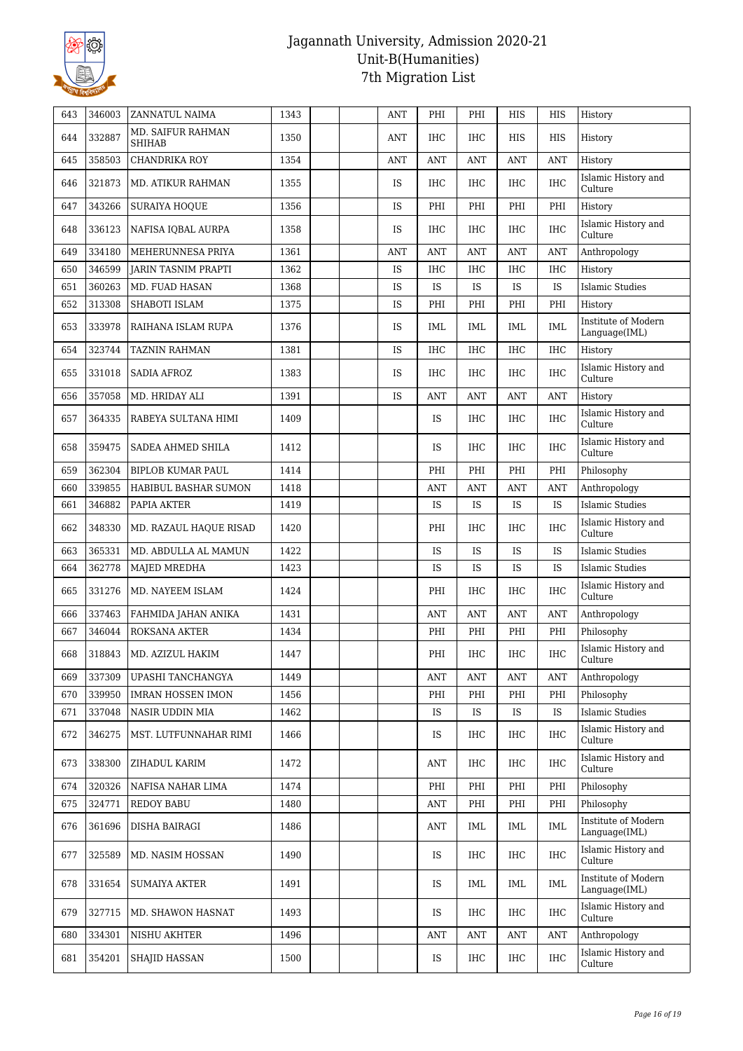# Jagannath University, Admission 2020-21
## Unit-B(Humanities)
## 7th Migration List

| | | | | | | | | | | | |
|---|---|---|---|---|---|---|---|---|---|---|---|
| 643 | 346003 | ZANNATUL NAIMA | 1343 | | | ANT | PHI | PHI | HIS | HIS | History |
| 644 | 332887 | MD. SAIFUR RAHMAN SHIHAB | 1350 | | | ANT | IHC | IHC | HIS | HIS | History |
| 645 | 358503 | CHANDRIKA ROY | 1354 | | | ANT | ANT | ANT | ANT | ANT | History |
| 646 | 321873 | MD. ATIKUR RAHMAN | 1355 | | | IS | IHC | IHC | IHC | IHC | Islamic History and Culture |
| 647 | 343266 | SURAIYA HOQUE | 1356 | | | IS | PHI | PHI | PHI | PHI | History |
| 648 | 336123 | NAFISA IQBAL AURPA | 1358 | | | IS | IHC | IHC | IHC | IHC | Islamic History and Culture |
| 649 | 334180 | MEHERUNNESA PRIYA | 1361 | | | ANT | ANT | ANT | ANT | ANT | Anthropology |
| 650 | 346599 | JARIN TASNIM PRAPTI | 1362 | | | IS | IHC | IHC | IHC | IHC | History |
| 651 | 360263 | MD. FUAD HASAN | 1368 | | | IS | IS | IS | IS | IS | Islamic Studies |
| 652 | 313308 | SHABOTI ISLAM | 1375 | | | IS | PHI | PHI | PHI | PHI | History |
| 653 | 333978 | RAIHANA ISLAM RUPA | 1376 | | | IS | IML | IML | IML | IML | Institute of Modern Language(IML) |
| 654 | 323744 | TAZNIN RAHMAN | 1381 | | | IS | IHC | IHC | IHC | IHC | History |
| 655 | 331018 | SADIA AFROZ | 1383 | | | IS | IHC | IHC | IHC | IHC | Islamic History and Culture |
| 656 | 357058 | MD. HRIDAY ALI | 1391 | | | IS | ANT | ANT | ANT | ANT | History |
| 657 | 364335 | RABEYA SULTANA HIMI | 1409 | | | | IS | IHC | IHC | IHC | Islamic History and Culture |
| 658 | 359475 | SADEA AHMED SHILA | 1412 | | | | IS | IHC | IHC | IHC | Islamic History and Culture |
| 659 | 362304 | BIPLOB KUMAR PAUL | 1414 | | | | PHI | PHI | PHI | PHI | Philosophy |
| 660 | 339855 | HABIBUL BASHAR SUMON | 1418 | | | | ANT | ANT | ANT | ANT | Anthropology |
| 661 | 346882 | PAPIA AKTER | 1419 | | | | IS | IS | IS | IS | Islamic Studies |
| 662 | 348330 | MD. RAZAUL HAQUE RISAD | 1420 | | | | PHI | IHC | IHC | IHC | Islamic History and Culture |
| 663 | 365331 | MD. ABDULLA AL MAMUN | 1422 | | | | IS | IS | IS | IS | Islamic Studies |
| 664 | 362778 | MAJED MREDHA | 1423 | | | | IS | IS | IS | IS | Islamic Studies |
| 665 | 331276 | MD. NAYEEM ISLAM | 1424 | | | | PHI | IHC | IHC | IHC | Islamic History and Culture |
| 666 | 337463 | FAHMIDA JAHAN ANIKA | 1431 | | | | ANT | ANT | ANT | ANT | Anthropology |
| 667 | 346044 | ROKSANA AKTER | 1434 | | | | PHI | PHI | PHI | PHI | Philosophy |
| 668 | 318843 | MD. AZIZUL HAKIM | 1447 | | | | PHI | IHC | IHC | IHC | Islamic History and Culture |
| 669 | 337309 | UPASHI TANCHANGYA | 1449 | | | | ANT | ANT | ANT | ANT | Anthropology |
| 670 | 339950 | IMRAN HOSSEN IMON | 1456 | | | | PHI | PHI | PHI | PHI | Philosophy |
| 671 | 337048 | NASIR UDDIN MIA | 1462 | | | | IS | IS | IS | IS | Islamic Studies |
| 672 | 346275 | MST. LUTFUNNAHAR RIMI | 1466 | | | | IS | IHC | IHC | IHC | Islamic History and Culture |
| 673 | 338300 | ZIHADUL KARIM | 1472 | | | | ANT | IHC | IHC | IHC | Islamic History and Culture |
| 674 | 320326 | NAFISA NAHAR LIMA | 1474 | | | | PHI | PHI | PHI | PHI | Philosophy |
| 675 | 324771 | REDOY BABU | 1480 | | | | ANT | PHI | PHI | PHI | Philosophy |
| 676 | 361696 | DISHA BAIRAGI | 1486 | | | | ANT | IML | IML | IML | Institute of Modern Language(IML) |
| 677 | 325589 | MD. NASIM HOSSAN | 1490 | | | | IS | IHC | IHC | IHC | Islamic History and Culture |
| 678 | 331654 | SUMAIYA AKTER | 1491 | | | | IS | IML | IML | IML | Institute of Modern Language(IML) |
| 679 | 327715 | MD. SHAWON HASNAT | 1493 | | | | IS | IHC | IHC | IHC | Islamic History and Culture |
| 680 | 334301 | NISHU AKHTER | 1496 | | | | ANT | ANT | ANT | ANT | Anthropology |
| 681 | 354201 | SHAJID HASSAN | 1500 | | | | IS | IHC | IHC | IHC | Islamic History and Culture |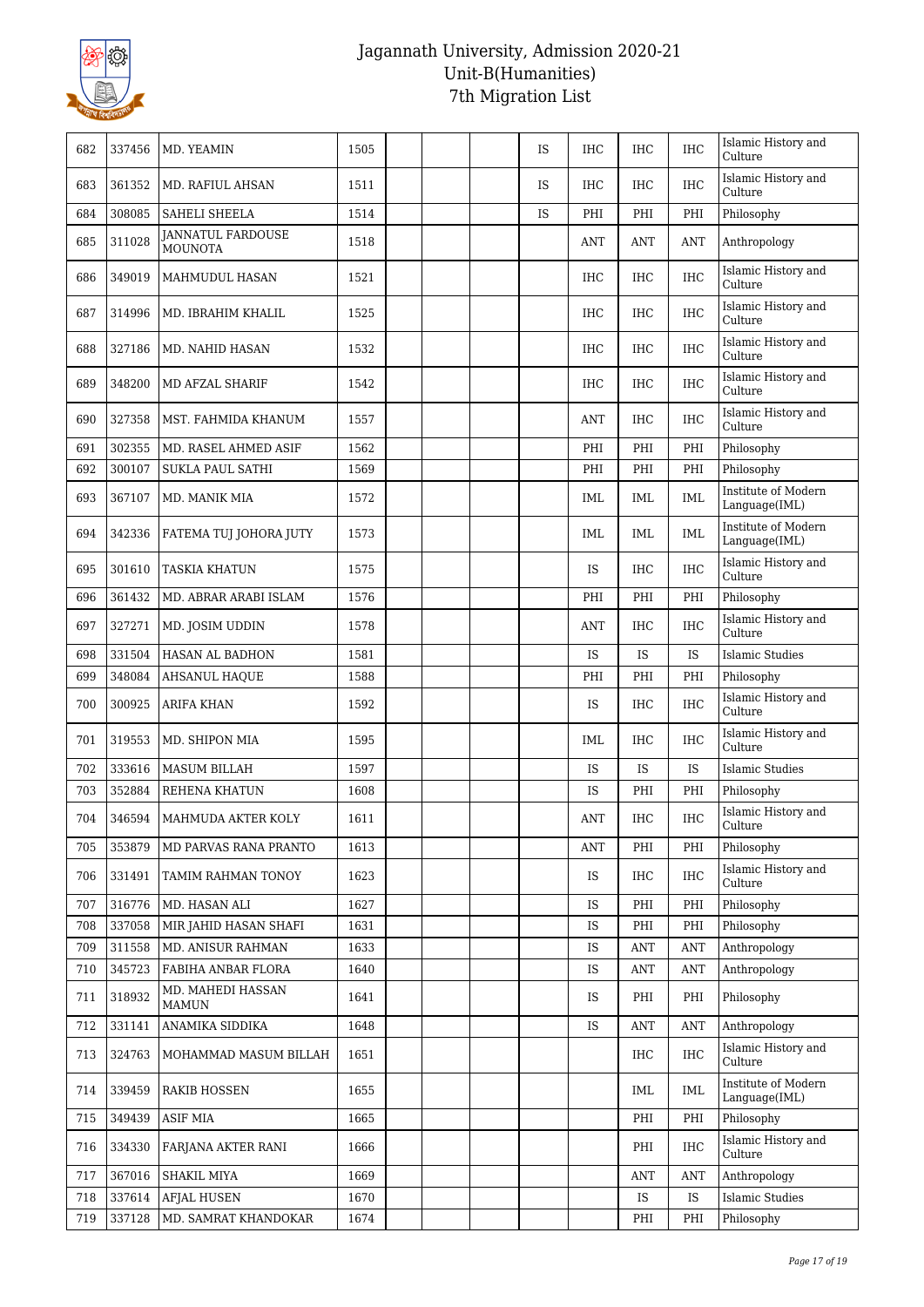# Jagannath University, Admission 2020-21
## Unit-B(Humanities)
## 7th Migration List

| | | | | | | | | | | | |
|---|---|---|---|---|---|---|---|---|---|---|---|
| 682 | 337456 | MD. YEAMIN | 1505 | | | | IS | IHC | IHC | IHC | Islamic History and Culture |
| 683 | 361352 | MD. RAFIUL AHSAN | 1511 | | | | IS | IHC | IHC | IHC | Islamic History and Culture |
| 684 | 308085 | SAHELI SHEELA | 1514 | | | | IS | PHI | PHI | PHI | Philosophy |
| 685 | 311028 | JANNATUL FARDOUSE MOUNOTA | 1518 | | | | | ANT | ANT | ANT | Anthropology |
| 686 | 349019 | MAHMUDUL HASAN | 1521 | | | | | IHC | IHC | IHC | Islamic History and Culture |
| 687 | 314996 | MD. IBRAHIM KHALIL | 1525 | | | | | IHC | IHC | IHC | Islamic History and Culture |
| 688 | 327186 | MD. NAHID HASAN | 1532 | | | | | IHC | IHC | IHC | Islamic History and Culture |
| 689 | 348200 | MD AFZAL SHARIF | 1542 | | | | | IHC | IHC | IHC | Islamic History and Culture |
| 690 | 327358 | MST. FAHMIDA KHANUM | 1557 | | | | | ANT | IHC | IHC | Islamic History and Culture |
| 691 | 302355 | MD. RASEL AHMED ASIF | 1562 | | | | | PHI | PHI | PHI | Philosophy |
| 692 | 300107 | SUKLA PAUL SATHI | 1569 | | | | | PHI | PHI | PHI | Philosophy |
| 693 | 367107 | MD. MANIK MIA | 1572 | | | | | IML | IML | IML | Institute of Modern Language(IML) |
| 694 | 342336 | FATEMA TUJ JOHORA JUTY | 1573 | | | | | IML | IML | IML | Institute of Modern Language(IML) |
| 695 | 301610 | TASKIA KHATUN | 1575 | | | | | IS | IHC | IHC | Islamic History and Culture |
| 696 | 361432 | MD. ABRAR ARABI ISLAM | 1576 | | | | | PHI | PHI | PHI | Philosophy |
| 697 | 327271 | MD. JOSIM UDDIN | 1578 | | | | | ANT | IHC | IHC | Islamic History and Culture |
| 698 | 331504 | HASAN AL BADHON | 1581 | | | | | IS | IS | IS | Islamic Studies |
| 699 | 348084 | AHSANUL HAQUE | 1588 | | | | | PHI | PHI | PHI | Philosophy |
| 700 | 300925 | ARIFA KHAN | 1592 | | | | | IS | IHC | IHC | Islamic History and Culture |
| 701 | 319553 | MD. SHIPON MIA | 1595 | | | | | IML | IHC | IHC | Islamic History and Culture |
| 702 | 333616 | MASUM BILLAH | 1597 | | | | | IS | IS | IS | Islamic Studies |
| 703 | 352884 | REHENA KHATUN | 1608 | | | | | IS | PHI | PHI | Philosophy |
| 704 | 346594 | MAHMUDA AKTER KOLY | 1611 | | | | | ANT | IHC | IHC | Islamic History and Culture |
| 705 | 353879 | MD PARVAS RANA PRANTO | 1613 | | | | | ANT | PHI | PHI | Philosophy |
| 706 | 331491 | TAMIM RAHMAN TONOY | 1623 | | | | | IS | IHC | IHC | Islamic History and Culture |
| 707 | 316776 | MD. HASAN ALI | 1627 | | | | | IS | PHI | PHI | Philosophy |
| 708 | 337058 | MIR JAHID HASAN SHAFI | 1631 | | | | | IS | PHI | PHI | Philosophy |
| 709 | 311558 | MD. ANISUR RAHMAN | 1633 | | | | | IS | ANT | ANT | Anthropology |
| 710 | 345723 | FABIHA ANBAR FLORA | 1640 | | | | | IS | ANT | ANT | Anthropology |
| 711 | 318932 | MD. MAHEDI HASSAN MAMUN | 1641 | | | | | IS | PHI | PHI | Philosophy |
| 712 | 331141 | ANAMIKA SIDDIKA | 1648 | | | | | IS | ANT | ANT | Anthropology |
| 713 | 324763 | MOHAMMAD MASUM BILLAH | 1651 | | | | | | IHC | IHC | Islamic History and Culture |
| 714 | 339459 | RAKIB HOSSEN | 1655 | | | | | | IML | IML | Institute of Modern Language(IML) |
| 715 | 349439 | ASIF MIA | 1665 | | | | | | PHI | PHI | Philosophy |
| 716 | 334330 | FARJANA AKTER RANI | 1666 | | | | | | PHI | IHC | Islamic History and Culture |
| 717 | 367016 | SHAKIL MIYA | 1669 | | | | | | ANT | ANT | Anthropology |
| 718 | 337614 | AFJAL HUSEN | 1670 | | | | | | IS | IS | Islamic Studies |
| 719 | 337128 | MD. SAMRAT KHANDOKAR | 1674 | | | | | | PHI | PHI | Philosophy |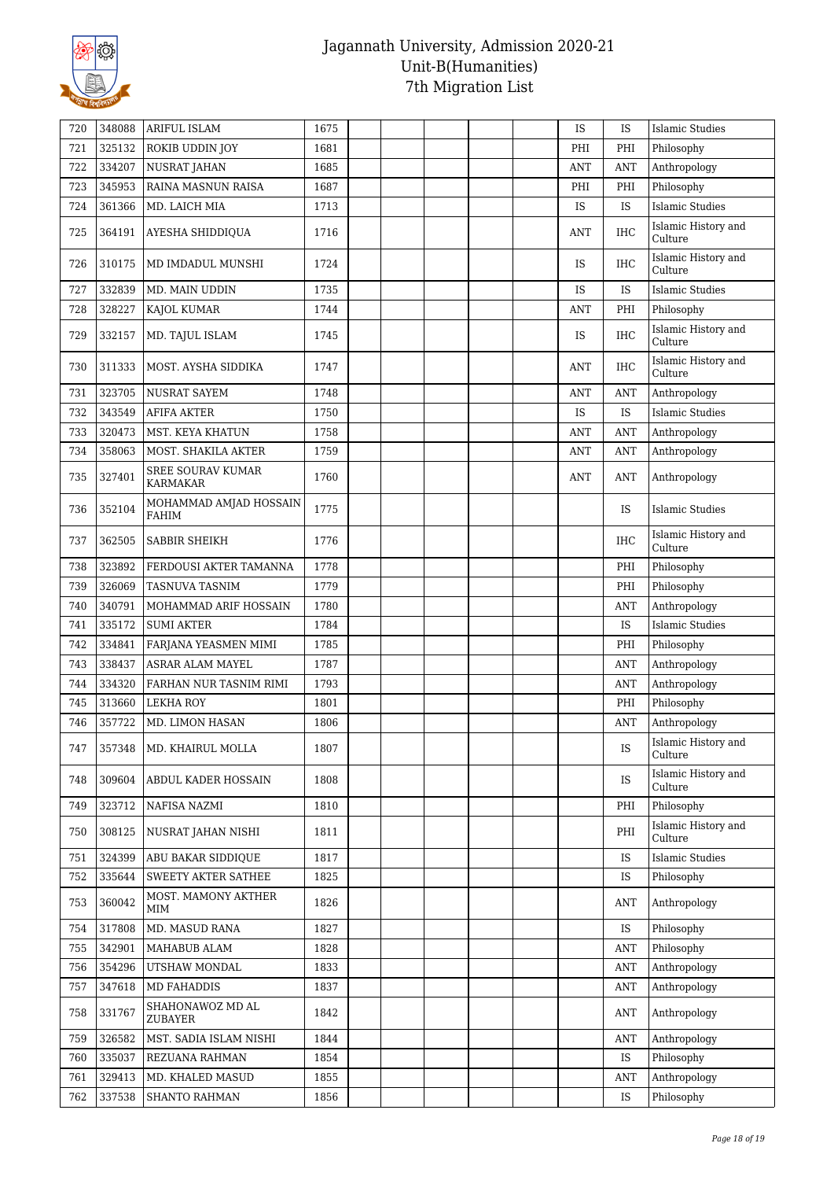# Jagannath University, Admission 2020-21
## Unit-B(Humanities)
## 7th Migration List

| | | | | | | | | | | | |
|---|---|---|---|---|---|---|---|---|---|---|---|
| 720 | 348088 | ARIFUL ISLAM | 1675 | | | | | | IS | IS | Islamic Studies |
| 721 | 325132 | ROKIB UDDIN JOY | 1681 | | | | | | PHI | PHI | Philosophy |
| 722 | 334207 | NUSRAT JAHAN | 1685 | | | | | | ANT | ANT | Anthropology |
| 723 | 345953 | RAINA MASNUN RAISA | 1687 | | | | | | PHI | PHI | Philosophy |
| 724 | 361366 | MD. LAICH MIA | 1713 | | | | | | IS | IS | Islamic Studies |
| 725 | 364191 | AYESHA SHIDDIQUA | 1716 | | | | | | ANT | IHC | Islamic History and Culture |
| 726 | 310175 | MD IMDADUL MUNSHI | 1724 | | | | | | IS | IHC | Islamic History and Culture |
| 727 | 332839 | MD. MAIN UDDIN | 1735 | | | | | | IS | IS | Islamic Studies |
| 728 | 328227 | KAJOL KUMAR | 1744 | | | | | | ANT | PHI | Philosophy |
| 729 | 332157 | MD. TAJUL ISLAM | 1745 | | | | | | IS | IHC | Islamic History and Culture |
| 730 | 311333 | MOST. AYSHA SIDDIKA | 1747 | | | | | | ANT | IHC | Islamic History and Culture |
| 731 | 323705 | NUSRAT SAYEM | 1748 | | | | | | ANT | ANT | Anthropology |
| 732 | 343549 | AFIFA AKTER | 1750 | | | | | | IS | IS | Islamic Studies |
| 733 | 320473 | MST. KEYA KHATUN | 1758 | | | | | | ANT | ANT | Anthropology |
| 734 | 358063 | MOST. SHAKILA AKTER | 1759 | | | | | | ANT | ANT | Anthropology |
| 735 | 327401 | SREE SOURAV KUMAR KARMAKAR | 1760 | | | | | | ANT | ANT | Anthropology |
| 736 | 352104 | MOHAMMAD AMJAD HOSSAIN FAHIM | 1775 | | | | | | | IS | Islamic Studies |
| 737 | 362505 | SABBIR SHEIKH | 1776 | | | | | | | IHC | Islamic History and Culture |
| 738 | 323892 | FERDOUSI AKTER TAMANNA | 1778 | | | | | | | PHI | Philosophy |
| 739 | 326069 | TASNUVA TASNIM | 1779 | | | | | | | PHI | Philosophy |
| 740 | 340791 | MOHAMMAD ARIF HOSSAIN | 1780 | | | | | | | ANT | Anthropology |
| 741 | 335172 | SUMI AKTER | 1784 | | | | | | | IS | Islamic Studies |
| 742 | 334841 | FARJANA YEASMEN MIMI | 1785 | | | | | | | PHI | Philosophy |
| 743 | 338437 | ASRAR ALAM MAYEL | 1787 | | | | | | | ANT | Anthropology |
| 744 | 334320 | FARHAN NUR TASNIM RIMI | 1793 | | | | | | | ANT | Anthropology |
| 745 | 313660 | LEKHA ROY | 1801 | | | | | | | PHI | Philosophy |
| 746 | 357722 | MD. LIMON HASAN | 1806 | | | | | | | ANT | Anthropology |
| 747 | 357348 | MD. KHAIRUL MOLLA | 1807 | | | | | | | IS | Islamic History and Culture |
| 748 | 309604 | ABDUL KADER HOSSAIN | 1808 | | | | | | | IS | Islamic History and Culture |
| 749 | 323712 | NAFISA NAZMI | 1810 | | | | | | | PHI | Philosophy |
| 750 | 308125 | NUSRAT JAHAN NISHI | 1811 | | | | | | | PHI | Islamic History and Culture |
| 751 | 324399 | ABU BAKAR SIDDIQUE | 1817 | | | | | | | IS | Islamic Studies |
| 752 | 335644 | SWEETY AKTER SATHEE | 1825 | | | | | | | IS | Philosophy |
| 753 | 360042 | MOST. MAMONY AKTHER MIM | 1826 | | | | | | | ANT | Anthropology |
| 754 | 317808 | MD. MASUD RANA | 1827 | | | | | | | IS | Philosophy |
| 755 | 342901 | MAHABUB ALAM | 1828 | | | | | | | ANT | Philosophy |
| 756 | 354296 | UTSHAW MONDAL | 1833 | | | | | | | ANT | Anthropology |
| 757 | 347618 | MD FAHADDIS | 1837 | | | | | | | ANT | Anthropology |
| 758 | 331767 | SHAHONAWOZ MD AL ZUBAYER | 1842 | | | | | | | ANT | Anthropology |
| 759 | 326582 | MST. SADIA ISLAM NISHI | 1844 | | | | | | | ANT | Anthropology |
| 760 | 335037 | REZUANA RAHMAN | 1854 | | | | | | | IS | Philosophy |
| 761 | 329413 | MD. KHALED MASUD | 1855 | | | | | | | ANT | Anthropology |
| 762 | 337538 | SHANTO RAHMAN | 1856 | | | | | | | IS | Philosophy |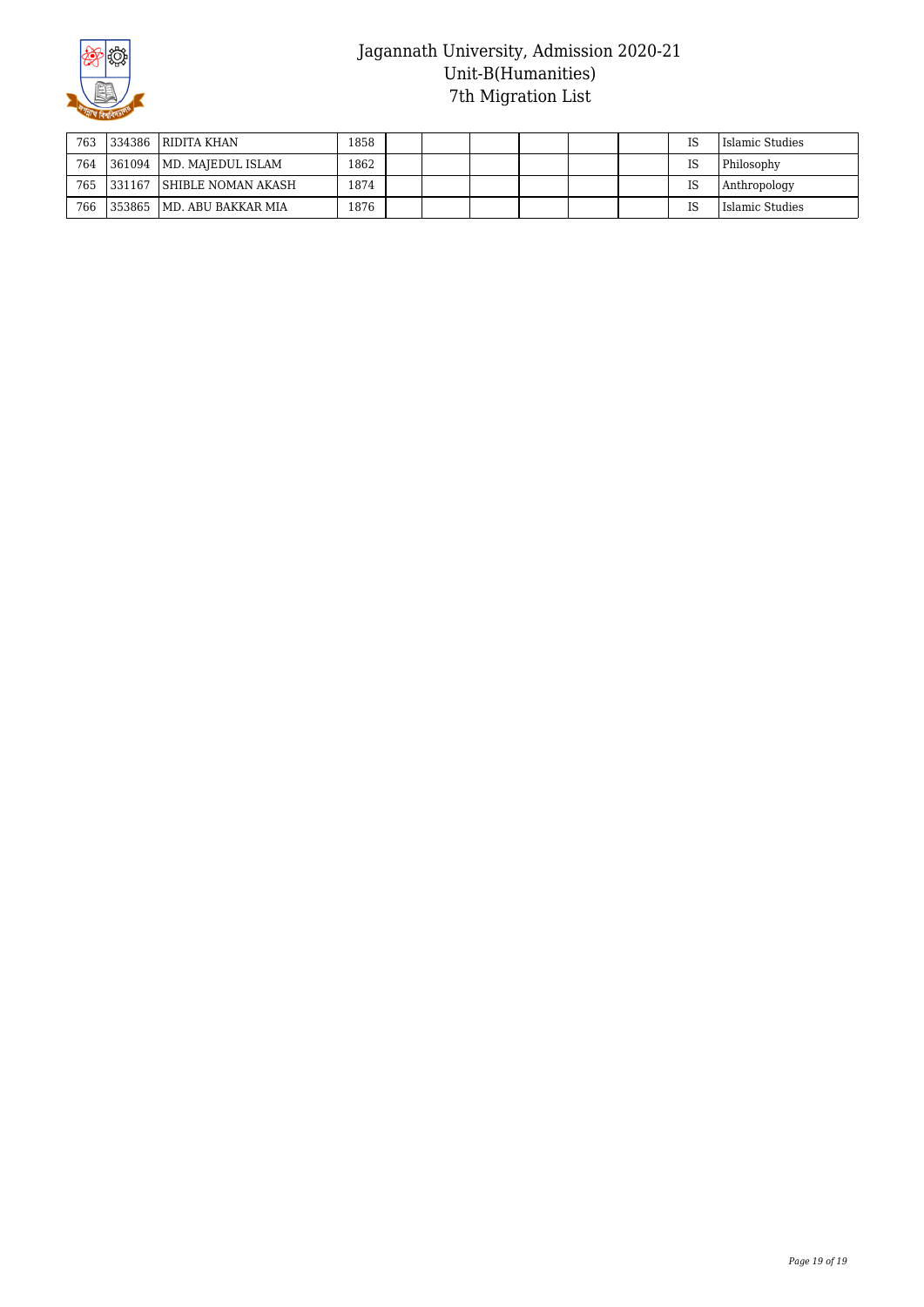# Jagannath University, Admission 2020-21
## Unit-B(Humanities)
## 7th Migration List

| | | | | | | | | | | | |
|---|---|---|---|---|---|---|---|---|---|---|---|
| 763 | 334386 | RIDITA KHAN | 1858 | | | | | | | IS | Islamic Studies |
| 764 | 361094 | MD. MAJEDUL ISLAM | 1862 | | | | | | | IS | Philosophy |
| 765 | 331167 | SHIBLE NOMAN AKASH | 1874 | | | | | | | IS | Anthropology |
| 766 | 353865 | MD. ABU BAKKAR MIA | 1876 | | | | | | | IS | Islamic Studies |